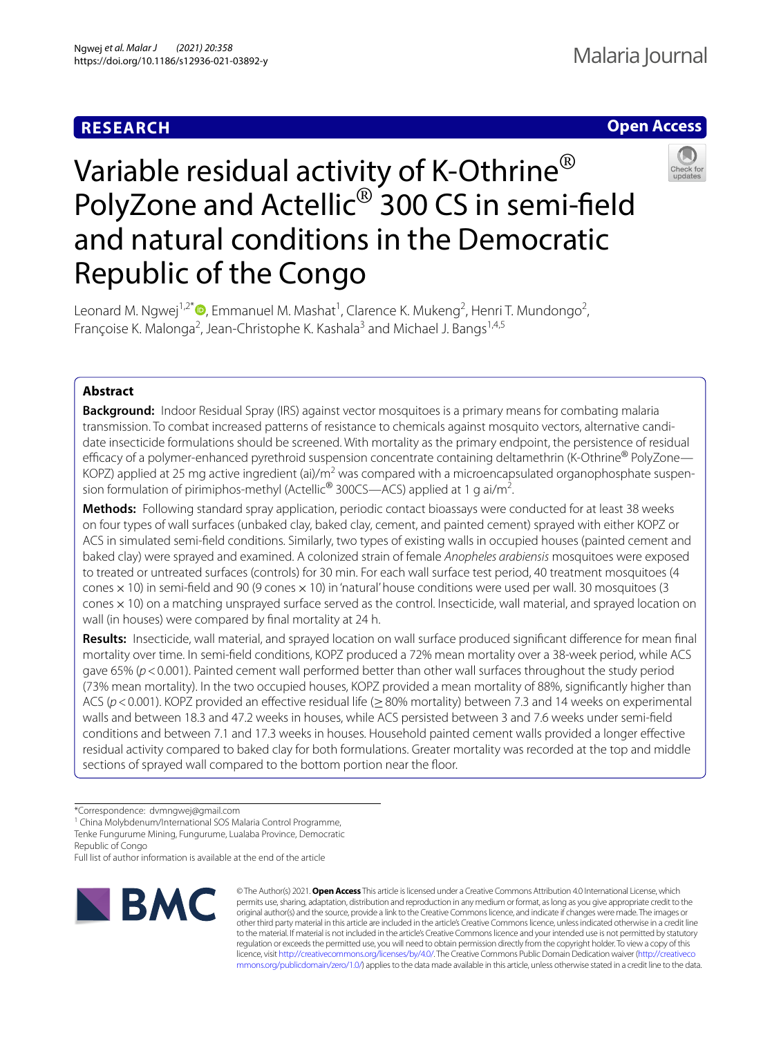RESEARCH

Open Access

# Variable residual activity of K-Othrine® PolyZone and Actellic® 300 CS in semi-field and natural conditions in the Democratic Republic of the Congo

Leonard M. Ngwej[1,2*], Emmanuel M. Mashat[1], Clarence K. Mukeng[2], Henri T. Mundongo[2], Françoise K. Malonga[2], Jean-Christophe K. Kashala[3] and Michael J. Bangs[1,4,5]

## Abstract

**Background:** Indoor Residual Spray (IRS) against vector mosquitoes is a primary means for combating malaria transmission. To combat increased patterns of resistance to chemicals against mosquito vectors, alternative candidate insecticide formulations should be screened. With mortality as the primary endpoint, the persistence of residual efficacy of a polymer-enhanced pyrethroid suspension concentrate containing deltamethrin (K-Othrine® PolyZone—KOPZ) applied at 25 mg active ingredient (ai)/$m^2$ was compared with a microencapsulated organophosphate suspension formulation of pirimiphos-methyl (Actellic® 300CS—ACS) applied at 1 g ai/$m^2$.

**Methods:** Following standard spray application, periodic contact bioassays were conducted for at least 38 weeks on four types of wall surfaces (unbaked clay, baked clay, cement, and painted cement) sprayed with either KOPZ or ACS in simulated semi-field conditions. Similarly, two types of existing walls in occupied houses (painted cement and baked clay) were sprayed and examined. A colonized strain of female *Anopheles arabiensis* mosquitoes were exposed to treated or untreated surfaces (controls) for 30 min. For each wall surface test period, 40 treatment mosquitoes (4 cones × 10) in semi-field and 90 (9 cones × 10) in 'natural' house conditions were used per wall. 30 mosquitoes (3 cones × 10) on a matching unsprayed surface served as the control. Insecticide, wall material, and sprayed location on wall (in houses) were compared by final mortality at 24 h.

**Results:** Insecticide, wall material, and sprayed location on wall surface produced significant difference for mean final mortality over time. In semi-field conditions, KOPZ produced a 72% mean mortality over a 38-week period, while ACS gave 65% ($p < 0.001$). Painted cement wall performed better than other wall surfaces throughout the study period (73% mean mortality). In the two occupied houses, KOPZ provided a mean mortality of 88%, significantly higher than ACS ($p < 0.001$). KOPZ provided an effective residual life (≥ 80% mortality) between 7.3 and 14 weeks on experimental walls and between 18.3 and 47.2 weeks in houses, while ACS persisted between 3 and 7.6 weeks under semi-field conditions and between 7.1 and 17.3 weeks in houses. Household painted cement walls provided a longer effective residual activity compared to baked clay for both formulations. Greater mortality was recorded at the top and middle sections of sprayed wall compared to the bottom portion near the floor.

*Correspondence: dvmngwej@gmail.com
[1] China Molybdenum/International SOS Malaria Control Programme, Tenke Fungurume Mining, Fungurume, Lualaba Province, Democratic Republic of Congo
Full list of author information is available at the end of the article

© The Author(s) 2021. **Open Access** This article is licensed under a Creative Commons Attribution 4.0 International License, which permits use, sharing, adaptation, distribution and reproduction in any medium or format, as long as you give appropriate credit to the original author(s) and the source, provide a link to the Creative Commons licence, and indicate if changes were made. The images or other third party material in this article are included in the article's Creative Commons licence, unless indicated otherwise in a credit line to the material. If material is not included in the article's Creative Commons licence and your intended use is not permitted by statutory regulation or exceeds the permitted use, you will need to obtain permission directly from the copyright holder. To view a copy of this licence, visit http://creativecommons.org/licenses/by/4.0/. The Creative Commons Public Domain Dedication waiver (http://creativecommons.org/publicdomain/zero/1.0/) applies to the data made available in this article, unless otherwise stated in a credit line to the data.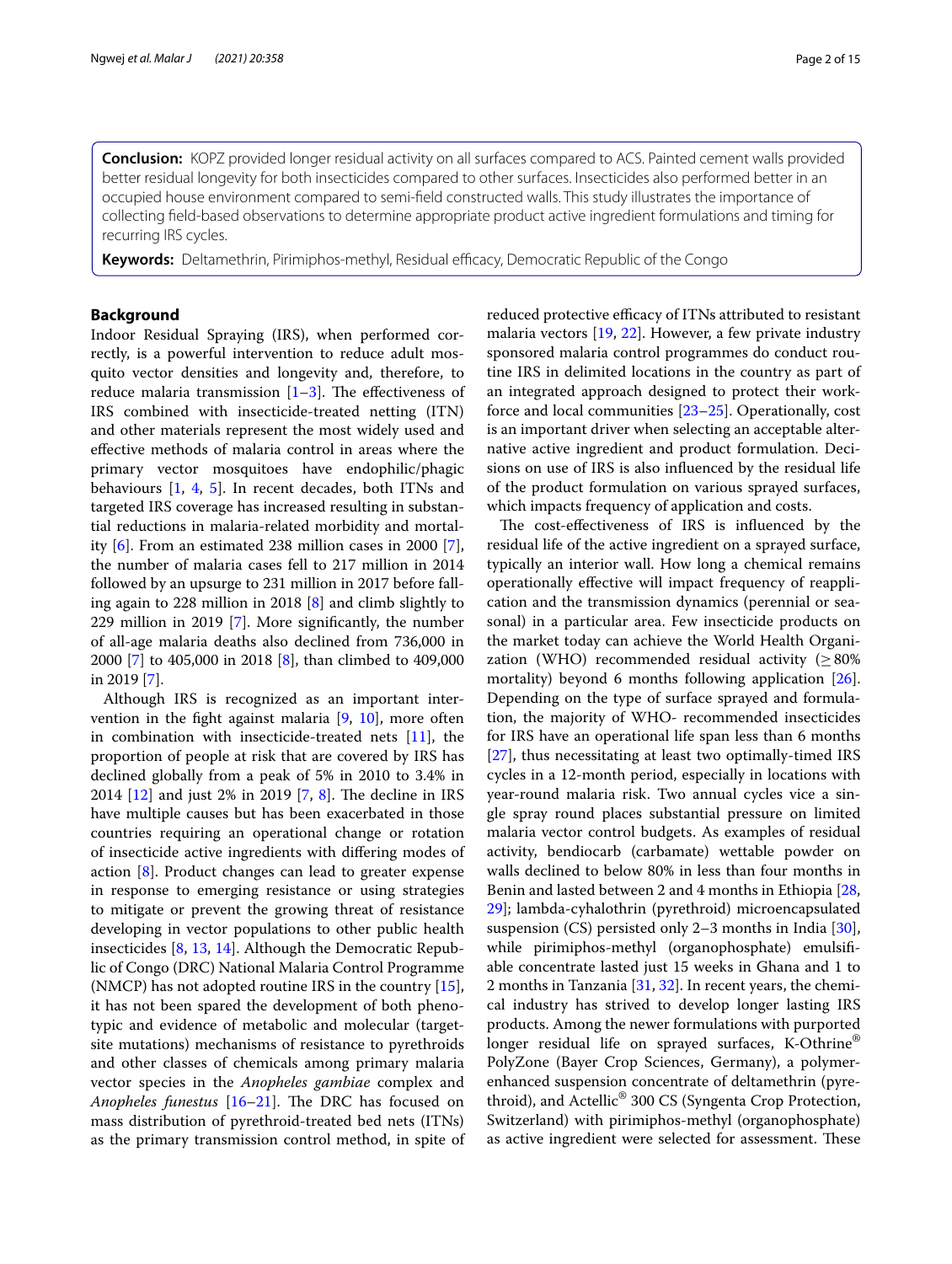**Conclusion:** KOPZ provided longer residual activity on all surfaces compared to ACS. Painted cement walls provided better residual longevity for both insecticides compared to other surfaces. Insecticides also performed better in an occupied house environment compared to semi-field constructed walls. This study illustrates the importance of collecting field-based observations to determine appropriate product active ingredient formulations and timing for recurring IRS cycles.

**Keywords:** Deltamethrin, Pirimiphos-methyl, Residual efficacy, Democratic Republic of the Congo

## Background

Indoor Residual Spraying (IRS), when performed correctly, is a powerful intervention to reduce adult mosquito vector densities and longevity and, therefore, to reduce malaria transmission [1–3]. The effectiveness of IRS combined with insecticide-treated netting (ITN) and other materials represent the most widely used and effective methods of malaria control in areas where the primary vector mosquitoes have endophilic/phagic behaviours [1, 4, 5]. In recent decades, both ITNs and targeted IRS coverage has increased resulting in substantial reductions in malaria-related morbidity and mortality [6]. From an estimated 238 million cases in 2000 [7], the number of malaria cases fell to 217 million in 2014 followed by an upsurge to 231 million in 2017 before falling again to 228 million in 2018 [8] and climb slightly to 229 million in 2019 [7]. More significantly, the number of all-age malaria deaths also declined from 736,000 in 2000 [7] to 405,000 in 2018 [8], than climbed to 409,000 in 2019 [7].

Although IRS is recognized as an important intervention in the fight against malaria [9, 10], more often in combination with insecticide-treated nets [11], the proportion of people at risk that are covered by IRS has declined globally from a peak of 5% in 2010 to 3.4% in 2014 [12] and just 2% in 2019 [7, 8]. The decline in IRS have multiple causes but has been exacerbated in those countries requiring an operational change or rotation of insecticide active ingredients with differing modes of action [8]. Product changes can lead to greater expense in response to emerging resistance or using strategies to mitigate or prevent the growing threat of resistance developing in vector populations to other public health insecticides [8, 13, 14]. Although the Democratic Republic of Congo (DRC) National Malaria Control Programme (NMCP) has not adopted routine IRS in the country [15], it has not been spared the development of both phenotypic and evidence of metabolic and molecular (target-site mutations) mechanisms of resistance to pyrethroids and other classes of chemicals among primary malaria vector species in the *Anopheles gambiae* complex and *Anopheles funestus* [16–21]. The DRC has focused on mass distribution of pyrethroid-treated bed nets (ITNs) as the primary transmission control method, in spite of reduced protective efficacy of ITNs attributed to resistant malaria vectors [19, 22]. However, a few private industry sponsored malaria control programmes do conduct routine IRS in delimited locations in the country as part of an integrated approach designed to protect their workforce and local communities [23–25]. Operationally, cost is an important driver when selecting an acceptable alternative active ingredient and product formulation. Decisions on use of IRS is also influenced by the residual life of the product formulation on various sprayed surfaces, which impacts frequency of application and costs.

The cost-effectiveness of IRS is influenced by the residual life of the active ingredient on a sprayed surface, typically an interior wall. How long a chemical remains operationally effective will impact frequency of reapplication and the transmission dynamics (perennial or seasonal) in a particular area. Few insecticide products on the market today can achieve the World Health Organization (WHO) recommended residual activity (≥ 80% mortality) beyond 6 months following application [26]. Depending on the type of surface sprayed and formulation, the majority of WHO- recommended insecticides for IRS have an operational life span less than 6 months [27], thus necessitating at least two optimally-timed IRS cycles in a 12-month period, especially in locations with year-round malaria risk. Two annual cycles vice a single spray round places substantial pressure on limited malaria vector control budgets. As examples of residual activity, bendiocarb (carbamate) wettable powder on walls declined to below 80% in less than four months in Benin and lasted between 2 and 4 months in Ethiopia [28, 29]; lambda-cyhalothrin (pyrethroid) microencapsulated suspension (CS) persisted only 2–3 months in India [30], while pirimiphos-methyl (organophosphate) emulsifiable concentrate lasted just 15 weeks in Ghana and 1 to 2 months in Tanzania [31, 32]. In recent years, the chemical industry has strived to develop longer lasting IRS products. Among the newer formulations with purported longer residual life on sprayed surfaces, K-Othrine® PolyZone (Bayer Crop Sciences, Germany), a polymer-enhanced suspension concentrate of deltamethrin (pyrethroid), and Actellic® 300 CS (Syngenta Crop Protection, Switzerland) with pirimiphos-methyl (organophosphate) as active ingredient were selected for assessment. These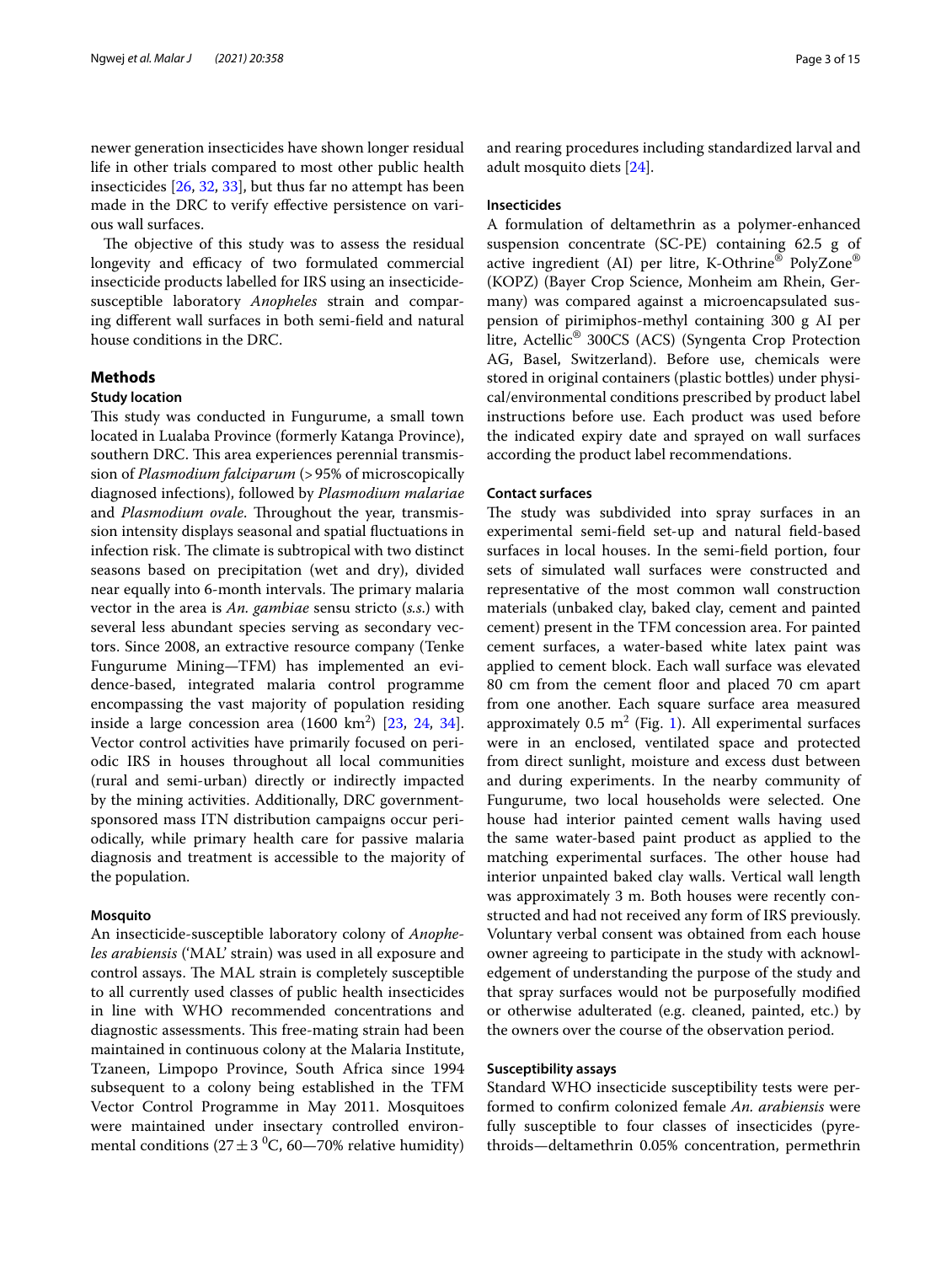newer generation insecticides have shown longer residual life in other trials compared to most other public health insecticides [26, 32, 33], but thus far no attempt has been made in the DRC to verify effective persistence on various wall surfaces.

The objective of this study was to assess the residual longevity and efficacy of two formulated commercial insecticide products labelled for IRS using an insecticide-susceptible laboratory *Anopheles* strain and comparing different wall surfaces in both semi-field and natural house conditions in the DRC.

## Methods

### Study location

This study was conducted in Fungurume, a small town located in Lualaba Province (formerly Katanga Province), southern DRC. This area experiences perennial transmission of *Plasmodium falciparum* (> 95% of microscopically diagnosed infections), followed by *Plasmodium malariae* and *Plasmodium ovale*. Throughout the year, transmission intensity displays seasonal and spatial fluctuations in infection risk. The climate is subtropical with two distinct seasons based on precipitation (wet and dry), divided near equally into 6-month intervals. The primary malaria vector in the area is *An. gambiae* sensu stricto (*s.s.*) with several less abundant species serving as secondary vectors. Since 2008, an extractive resource company (Tenke Fungurume Mining—TFM) has implemented an evidence-based, integrated malaria control programme encompassing the vast majority of population residing inside a large concession area (1600 $km^2$) [23, 24, 34]. Vector control activities have primarily focused on periodic IRS in houses throughout all local communities (rural and semi-urban) directly or indirectly impacted by the mining activities. Additionally, DRC government-sponsored mass ITN distribution campaigns occur periodically, while primary health care for passive malaria diagnosis and treatment is accessible to the majority of the population.

### Mosquito

An insecticide-susceptible laboratory colony of *Anopheles arabiensis* ('MAL' strain) was used in all exposure and control assays. The MAL strain is completely susceptible to all currently used classes of public health insecticides in line with WHO recommended concentrations and diagnostic assessments. This free-mating strain had been maintained in continuous colony at the Malaria Institute, Tzaneen, Limpopo Province, South Africa since 1994 subsequent to a colony being established in the TFM Vector Control Programme in May 2011. Mosquitoes were maintained under insectary controlled environmental conditions ($27 \pm 3$ $^0$C, 60—70% relative humidity) and rearing procedures including standardized larval and adult mosquito diets [24].

### Insecticides

A formulation of deltamethrin as a polymer-enhanced suspension concentrate (SC-PE) containing 62.5 g of active ingredient (AI) per litre, K-Othrine® PolyZone® (KOPZ) (Bayer Crop Science, Monheim am Rhein, Germany) was compared against a microencapsulated suspension of pirimiphos-methyl containing 300 g AI per litre, Actellic® 300CS (ACS) (Syngenta Crop Protection AG, Basel, Switzerland). Before use, chemicals were stored in original containers (plastic bottles) under physical/environmental conditions prescribed by product label instructions before use. Each product was used before the indicated expiry date and sprayed on wall surfaces according the product label recommendations.

### Contact surfaces

The study was subdivided into spray surfaces in an experimental semi-field set-up and natural field-based surfaces in local houses. In the semi-field portion, four sets of simulated wall surfaces were constructed and representative of the most common wall construction materials (unbaked clay, baked clay, cement and painted cement) present in the TFM concession area. For painted cement surfaces, a water-based white latex paint was applied to cement block. Each wall surface was elevated 80 cm from the cement floor and placed 70 cm apart from one another. Each square surface area measured approximately 0.5 $m^2$ (Fig. 1). All experimental surfaces were in an enclosed, ventilated space and protected from direct sunlight, moisture and excess dust between and during experiments. In the nearby community of Fungurume, two local households were selected. One house had interior painted cement walls having used the same water-based paint product as applied to the matching experimental surfaces. The other house had interior unpainted baked clay walls. Vertical wall length was approximately 3 m. Both houses were recently constructed and had not received any form of IRS previously. Voluntary verbal consent was obtained from each house owner agreeing to participate in the study with acknowledgement of understanding the purpose of the study and that spray surfaces would not be purposefully modified or otherwise adulterated (e.g. cleaned, painted, etc.) by the owners over the course of the observation period.

### Susceptibility assays

Standard WHO insecticide susceptibility tests were performed to confirm colonized female *An. arabiensis* were fully susceptible to four classes of insecticides (pyrethroids—deltamethrin 0.05% concentration, permethrin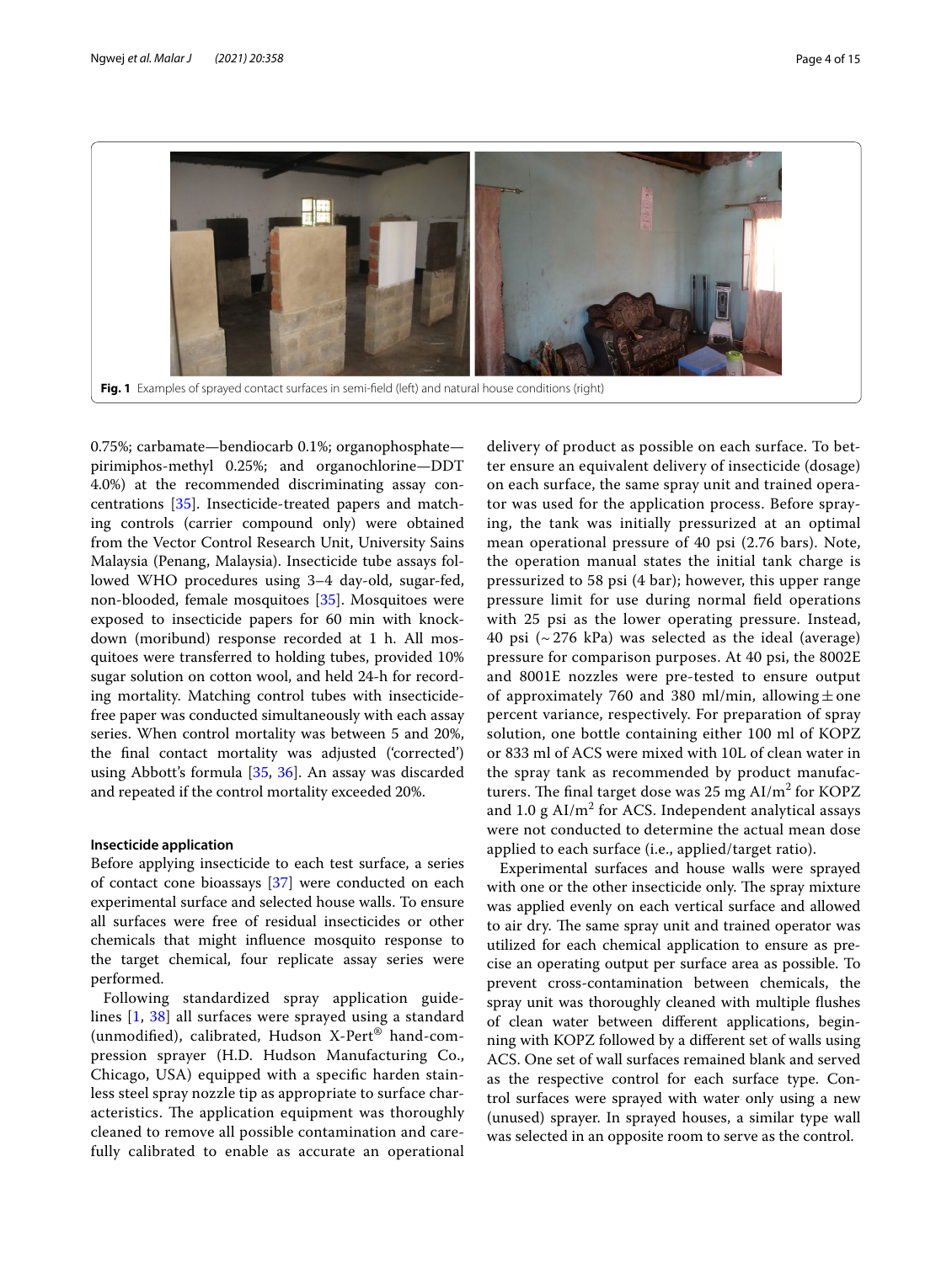Fig. 1 Examples of sprayed contact surfaces in semi-field (left) and natural house conditions (right)

0.75%; carbamate—bendiocarb 0.1%; organophosphate—pirimiphos-methyl 0.25%; and organochlorine—DDT 4.0%) at the recommended discriminating assay concentrations [35]. Insecticide-treated papers and matching controls (carrier compound only) were obtained from the Vector Control Research Unit, University Sains Malaysia (Penang, Malaysia). Insecticide tube assays followed WHO procedures using 3–4 day-old, sugar-fed, non-blooded, female mosquitoes [35]. Mosquitoes were exposed to insecticide papers for 60 min with knockdown (moribund) response recorded at 1 h. All mosquitoes were transferred to holding tubes, provided 10% sugar solution on cotton wool, and held 24-h for recording mortality. Matching control tubes with insecticide-free paper was conducted simultaneously with each assay series. When control mortality was between 5 and 20%, the final contact mortality was adjusted ('corrected') using Abbott's formula [35, 36]. An assay was discarded and repeated if the control mortality exceeded 20%.

#### Insecticide application

Before applying insecticide to each test surface, a series of contact cone bioassays [37] were conducted on each experimental surface and selected house walls. To ensure all surfaces were free of residual insecticides or other chemicals that might influence mosquito response to the target chemical, four replicate assay series were performed.

Following standardized spray application guidelines [1, 38] all surfaces were sprayed using a standard (unmodified), calibrated, Hudson X-Pert® hand-compression sprayer (H.D. Hudson Manufacturing Co., Chicago, USA) equipped with a specific harden stainless steel spray nozzle tip as appropriate to surface characteristics. The application equipment was thoroughly cleaned to remove all possible contamination and carefully calibrated to enable as accurate an operational delivery of product as possible on each surface. To better ensure an equivalent delivery of insecticide (dosage) on each surface, the same spray unit and trained operator was used for the application process. Before spraying, the tank was initially pressurized at an optimal mean operational pressure of 40 psi (2.76 bars). Note, the operation manual states the initial tank charge is pressurized to 58 psi (4 bar); however, this upper range pressure limit for use during normal field operations with 25 psi as the lower operating pressure. Instead, 40 psi (~ 276 kPa) was selected as the ideal (average) pressure for comparison purposes. At 40 psi, the 8002E and 8001E nozzles were pre-tested to ensure output of approximately 760 and 380 ml/min, allowing ± one percent variance, respectively. For preparation of spray solution, one bottle containing either 100 ml of KOPZ or 833 ml of ACS were mixed with 10L of clean water in the spray tank as recommended by product manufacturers. The final target dose was 25 mg AI/$m^2$ for KOPZ and 1.0 g AI/$m^2$ for ACS. Independent analytical assays were not conducted to determine the actual mean dose applied to each surface (i.e., applied/target ratio).

Experimental surfaces and house walls were sprayed with one or the other insecticide only. The spray mixture was applied evenly on each vertical surface and allowed to air dry. The same spray unit and trained operator was utilized for each chemical application to ensure as precise an operating output per surface area as possible. To prevent cross-contamination between chemicals, the spray unit was thoroughly cleaned with multiple flushes of clean water between different applications, beginning with KOPZ followed by a different set of walls using ACS. One set of wall surfaces remained blank and served as the respective control for each surface type. Control surfaces were sprayed with water only using a new (unused) sprayer. In sprayed houses, a similar type wall was selected in an opposite room to serve as the control.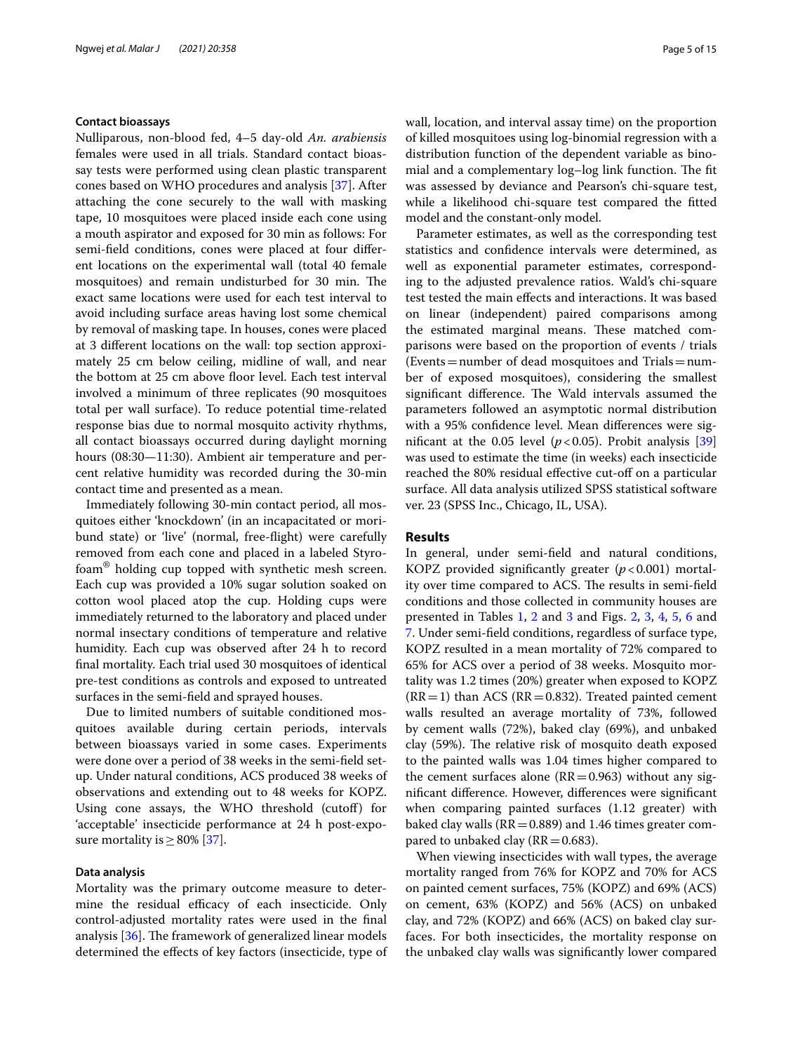### Contact bioassays

Nulliparous, non-blood fed, 4–5 day-old *An. arabiensis* females were used in all trials. Standard contact bioassay tests were performed using clean plastic transparent cones based on WHO procedures and analysis [37]. After attaching the cone securely to the wall with masking tape, 10 mosquitoes were placed inside each cone using a mouth aspirator and exposed for 30 min as follows: For semi-field conditions, cones were placed at four different locations on the experimental wall (total 40 female mosquitoes) and remain undisturbed for 30 min. The exact same locations were used for each test interval to avoid including surface areas having lost some chemical by removal of masking tape. In houses, cones were placed at 3 different locations on the wall: top section approximately 25 cm below ceiling, midline of wall, and near the bottom at 25 cm above floor level. Each test interval involved a minimum of three replicates (90 mosquitoes total per wall surface). To reduce potential time-related response bias due to normal mosquito activity rhythms, all contact bioassays occurred during daylight morning hours (08:30—11:30). Ambient air temperature and percent relative humidity was recorded during the 30-min contact time and presented as a mean.

Immediately following 30-min contact period, all mosquitoes either 'knockdown' (in an incapacitated or moribund state) or 'live' (normal, free-flight) were carefully removed from each cone and placed in a labeled Styrofoam® holding cup topped with synthetic mesh screen. Each cup was provided a 10% sugar solution soaked on cotton wool placed atop the cup. Holding cups were immediately returned to the laboratory and placed under normal insectary conditions of temperature and relative humidity. Each cup was observed after 24 h to record final mortality. Each trial used 30 mosquitoes of identical pre-test conditions as controls and exposed to untreated surfaces in the semi-field and sprayed houses.

Due to limited numbers of suitable conditioned mosquitoes available during certain periods, intervals between bioassays varied in some cases. Experiments were done over a period of 38 weeks in the semi-field setup. Under natural conditions, ACS produced 38 weeks of observations and extending out to 48 weeks for KOPZ. Using cone assays, the WHO threshold (cutoff) for 'acceptable' insecticide performance at 24 h post-exposure mortality is ≥ 80% [37].

### Data analysis

Mortality was the primary outcome measure to determine the residual efficacy of each insecticide. Only control-adjusted mortality rates were used in the final analysis [36]. The framework of generalized linear models determined the effects of key factors (insecticide, type of wall, location, and interval assay time) on the proportion of killed mosquitoes using log-binomial regression with a distribution function of the dependent variable as binomial and a complementary log–log link function. The fit was assessed by deviance and Pearson's chi-square test, while a likelihood chi-square test compared the fitted model and the constant-only model.

Parameter estimates, as well as the corresponding test statistics and confidence intervals were determined, as well as exponential parameter estimates, corresponding to the adjusted prevalence ratios. Wald's chi-square test tested the main effects and interactions. It was based on linear (independent) paired comparisons among the estimated marginal means. These matched comparisons were based on the proportion of events / trials (Events = number of dead mosquitoes and Trials = number of exposed mosquitoes), considering the smallest significant difference. The Wald intervals assumed the parameters followed an asymptotic normal distribution with a 95% confidence level. Mean differences were significant at the 0.05 level ($p < 0.05$). Probit analysis [39] was used to estimate the time (in weeks) each insecticide reached the 80% residual effective cut-off on a particular surface. All data analysis utilized SPSS statistical software ver. 23 (SPSS Inc., Chicago, IL, USA).

## Results

In general, under semi-field and natural conditions, KOPZ provided significantly greater ($p < 0.001$) mortality over time compared to ACS. The results in semi-field conditions and those collected in community houses are presented in Tables 1, 2 and 3 and Figs. 2, 3, 4, 5, 6 and 7. Under semi-field conditions, regardless of surface type, KOPZ resulted in a mean mortality of 72% compared to 65% for ACS over a period of 38 weeks. Mosquito mortality was 1.2 times (20%) greater when exposed to KOPZ (RR = 1) than ACS (RR = 0.832). Treated painted cement walls resulted an average mortality of 73%, followed by cement walls (72%), baked clay (69%), and unbaked clay (59%). The relative risk of mosquito death exposed to the painted walls was 1.04 times higher compared to the cement surfaces alone (RR = 0.963) without any significant difference. However, differences were significant when comparing painted surfaces (1.12 greater) with baked clay walls (RR = 0.889) and 1.46 times greater compared to unbaked clay (RR = 0.683).

When viewing insecticides with wall types, the average mortality ranged from 76% for KOPZ and 70% for ACS on painted cement surfaces, 75% (KOPZ) and 69% (ACS) on cement, 63% (KOPZ) and 56% (ACS) on unbaked clay, and 72% (KOPZ) and 66% (ACS) on baked clay surfaces. For both insecticides, the mortality response on the unbaked clay walls was significantly lower compared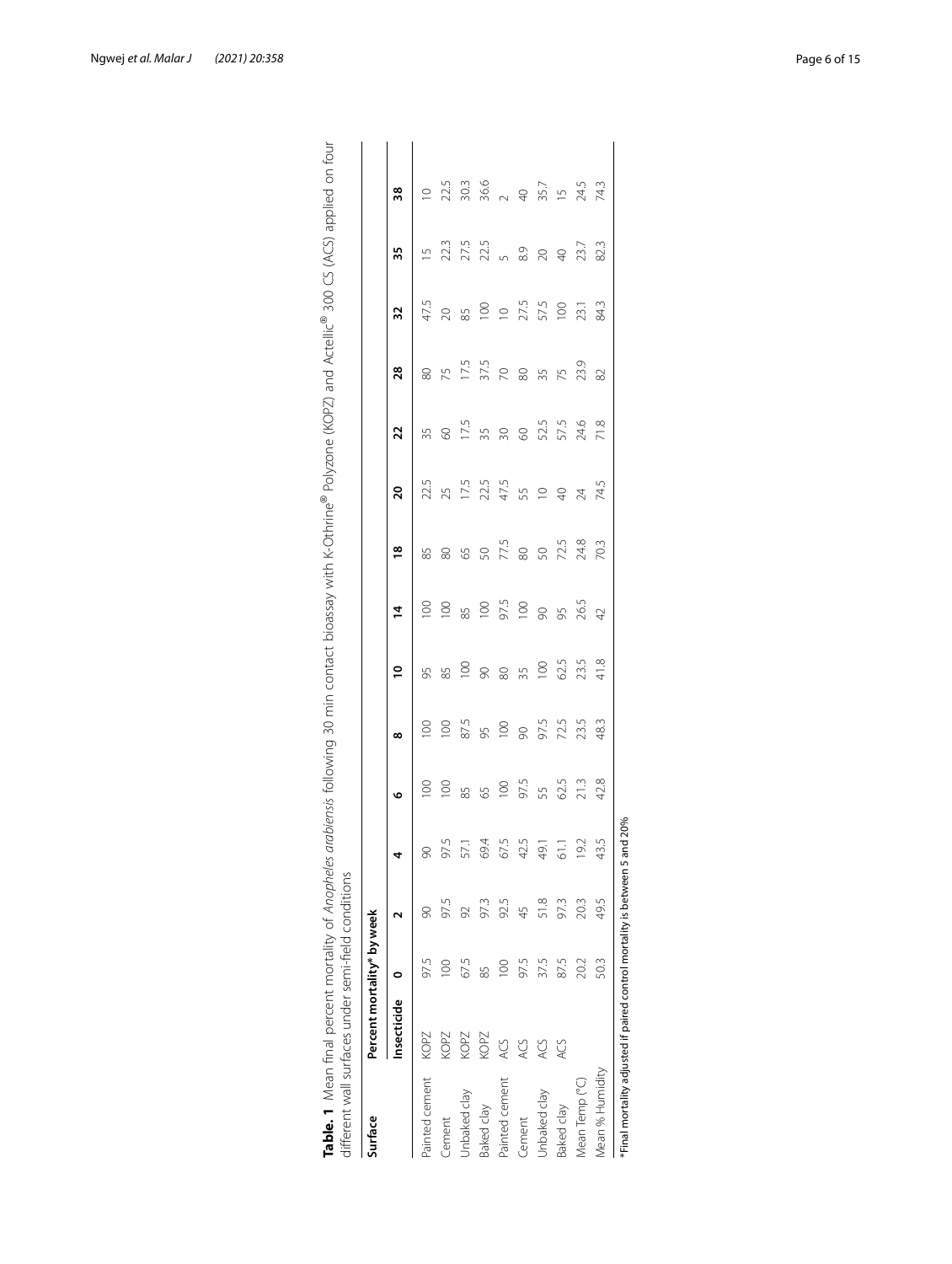**Table. 1** Mean final percent mortality of *Anopheles arabiensis* following 30 min contact bioassay with K-Othrine® Polyzone (KOPZ) and Actellic® 300 CS (ACS) applied on four different wall surfaces under semi-field conditions

| Surface | Percent mortality* by week | | | | | | | | | | | | | | |
|---|---|---|---|---|---|---|---|---|---|---|---|---|---|---|---|
| | Insecticide | 0 | 2 | 4 | 6 | 8 | 10 | 14 | 18 | 20 | 22 | 28 | 32 | 35 | 38 |
| Painted cement | KOPZ | 97.5 | 90 | 90 | 100 | 100 | 95 | 100 | 85 | 22.5 | 35 | 80 | 47.5 | 15 | 10 |
| Cement | KOPZ | 100 | 97.5 | 97.5 | 100 | 100 | 85 | 100 | 80 | 25 | 60 | 75 | 20 | 22.3 | 22.5 |
| Unbaked clay | KOPZ | 67.5 | 92 | 57.1 | 85 | 87.5 | 100 | 85 | 65 | 17.5 | 17.5 | 17.5 | 85 | 27.5 | 30.3 |
| Baked clay | KOPZ | 85 | 97.3 | 69.4 | 65 | 95 | 90 | 100 | 50 | 22.5 | 35 | 37.5 | 100 | 22.5 | 36.6 |
| Painted cement | ACS | 100 | 92.5 | 67.5 | 100 | 100 | 80 | 97.5 | 77.5 | 47.5 | 30 | 70 | 10 | 5 | 2 |
| Cement | ACS | 97.5 | 45 | 42.5 | 97.5 | 90 | 35 | 100 | 80 | 55 | 60 | 80 | 27.5 | 8.9 | 40 |
| Unbaked clay | ACS | 37.5 | 51.8 | 49.1 | 55 | 97.5 | 100 | 90 | 50 | 10 | 52.5 | 35 | 57.5 | 20 | 35.7 |
| Baked clay | ACS | 87.5 | 97.3 | 61.1 | 62.5 | 72.5 | 62.5 | 95 | 72.5 | 40 | 57.5 | 75 | 100 | 40 | 15 |
| Mean Temp (°C) | | 20.2 | 20.3 | 19.2 | 21.3 | 23.5 | 23.5 | 26.5 | 24.8 | 24 | 24.6 | 23.9 | 23.1 | 23.7 | 24.5 |
| Mean % Humidity | | 50.3 | 49.5 | 43.5 | 42.8 | 48.3 | 41.8 | 42 | 70.3 | 74.5 | 71.8 | 82 | 84.3 | 82.3 | 74.3 |

*Final mortality adjusted if paired control mortality is between 5 and 20%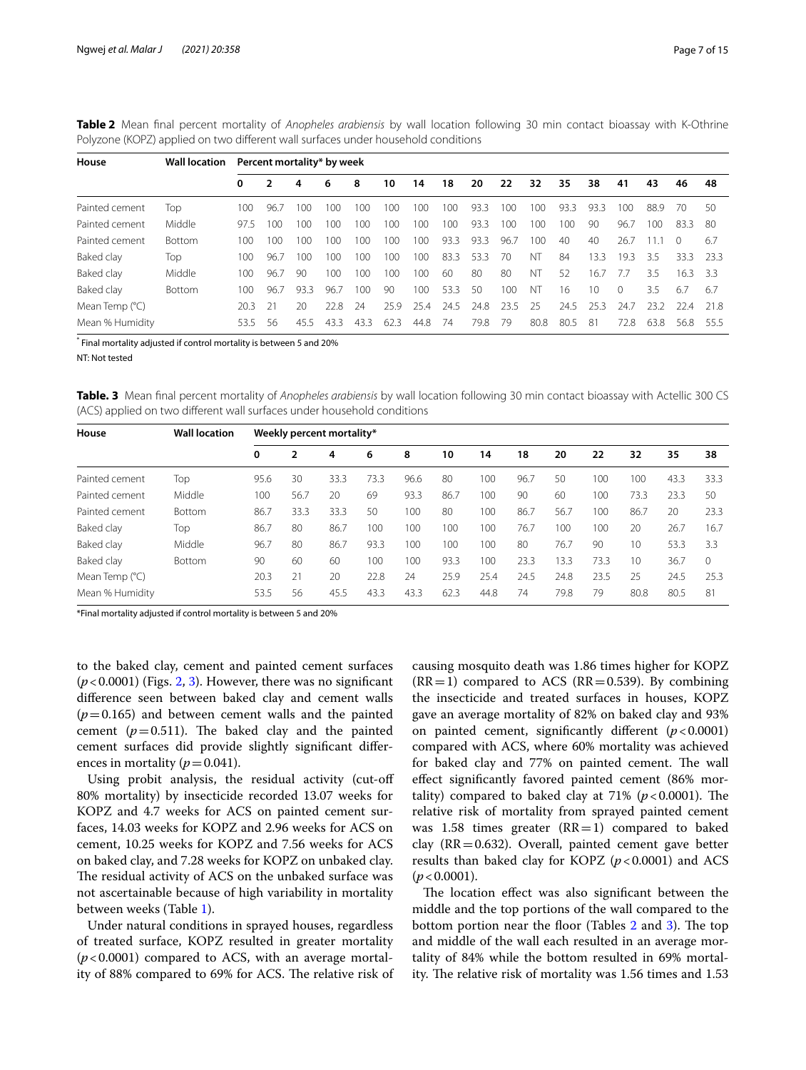**Table 2** Mean final percent mortality of *Anopheles arabiensis* by wall location following 30 min contact bioassay with K-Othrine Polyzone (KOPZ) applied on two different wall surfaces under household conditions

| House | Wall location | Percent mortality* by week | | | | | | | | | | | | | | | | |
|---|---|---|---|---|---|---|---|---|---|---|---|---|---|---|---|---|---|---|
| | | 0 | 2 | 4 | 6 | 8 | 10 | 14 | 18 | 20 | 22 | 32 | 35 | 38 | 41 | 43 | 46 | 48 |
| Painted cement | Top | 100 | 96.7 | 100 | 100 | 100 | 100 | 100 | 100 | 93.3 | 100 | 100 | 93.3 | 93.3 | 100 | 88.9 | 70 | 50 |
| Painted cement | Middle | 97.5 | 100 | 100 | 100 | 100 | 100 | 100 | 100 | 93.3 | 100 | 100 | 100 | 90 | 96.7 | 100 | 83.3 | 80 |
| Painted cement | Bottom | 100 | 100 | 100 | 100 | 100 | 100 | 100 | 93.3 | 93.3 | 96.7 | 100 | 40 | 40 | 26.7 | 11.1 | 0 | 6.7 |
| Baked clay | Top | 100 | 96.7 | 100 | 100 | 100 | 100 | 100 | 83.3 | 53.3 | 70 | NT | 84 | 13.3 | 19.3 | 3.5 | 33.3 | 23.3 |
| Baked clay | Middle | 100 | 96.7 | 90 | 100 | 100 | 100 | 100 | 60 | 80 | 80 | NT | 52 | 16.7 | 7.7 | 3.5 | 16.3 | 3.3 |
| Baked clay | Bottom | 100 | 96.7 | 93.3 | 96.7 | 100 | 90 | 100 | 53.3 | 50 | 100 | NT | 16 | 10 | 0 | 3.5 | 6.7 | 6.7 |
| Mean Temp (°C) | | 20.3 | 21 | 20 | 22.8 | 24 | 25.9 | 25.4 | 24.5 | 24.8 | 23.5 | 25 | 24.5 | 25.3 | 24.7 | 23.2 | 22.4 | 21.8 |
| Mean % Humidity | | 53.5 | 56 | 45.5 | 43.3 | 43.3 | 62.3 | 44.8 | 74 | 79.8 | 79 | 80.8 | 80.5 | 81 | 72.8 | 63.8 | 56.8 | 55.5 |

* Final mortality adjusted if control mortality is between 5 and 20%

NT: Not tested

**Table. 3** Mean final percent mortality of *Anopheles arabiensis* by wall location following 30 min contact bioassay with Actellic 300 CS (ACS) applied on two different wall surfaces under household conditions

| House | Wall location | Weekly percent mortality* | | | | | | | | | | | | |
|---|---|---|---|---|---|---|---|---|---|---|---|---|---|---|
| | | 0 | 2 | 4 | 6 | 8 | 10 | 14 | 18 | 20 | 22 | 32 | 35 | 38 |
| Painted cement | Top | 95.6 | 30 | 33.3 | 73.3 | 96.6 | 80 | 100 | 96.7 | 50 | 100 | 100 | 43.3 | 33.3 |
| Painted cement | Middle | 100 | 56.7 | 20 | 69 | 93.3 | 86.7 | 100 | 90 | 60 | 100 | 73.3 | 23.3 | 50 |
| Painted cement | Bottom | 86.7 | 33.3 | 33.3 | 50 | 100 | 80 | 100 | 86.7 | 56.7 | 100 | 86.7 | 20 | 23.3 |
| Baked clay | Top | 86.7 | 80 | 86.7 | 100 | 100 | 100 | 100 | 76.7 | 100 | 100 | 20 | 26.7 | 16.7 |
| Baked clay | Middle | 96.7 | 80 | 86.7 | 93.3 | 100 | 100 | 100 | 80 | 76.7 | 90 | 10 | 53.3 | 3.3 |
| Baked clay | Bottom | 90 | 60 | 60 | 100 | 100 | 93.3 | 100 | 23.3 | 13.3 | 73.3 | 10 | 36.7 | 0 |
| Mean Temp (°C) | | 20.3 | 21 | 20 | 22.8 | 24 | 25.9 | 25.4 | 24.5 | 24.8 | 23.5 | 25 | 24.5 | 25.3 |
| Mean % Humidity | | 53.5 | 56 | 45.5 | 43.3 | 43.3 | 62.3 | 44.8 | 74 | 79.8 | 79 | 80.8 | 80.5 | 81 |

*Final mortality adjusted if control mortality is between 5 and 20%

to the baked clay, cement and painted cement surfaces ($p < 0.0001$) (Figs. 2, 3). However, there was no significant difference seen between baked clay and cement walls ($p = 0.165$) and between cement walls and the painted cement ($p = 0.511$). The baked clay and the painted cement surfaces did provide slightly significant differences in mortality ($p = 0.041$).

Using probit analysis, the residual activity (cut-off 80% mortality) by insecticide recorded 13.07 weeks for KOPZ and 4.7 weeks for ACS on painted cement surfaces, 14.03 weeks for KOPZ and 2.96 weeks for ACS on cement, 10.25 weeks for KOPZ and 7.56 weeks for ACS on baked clay, and 7.28 weeks for KOPZ on unbaked clay. The residual activity of ACS on the unbaked surface was not ascertainable because of high variability in mortality between weeks (Table 1).

Under natural conditions in sprayed houses, regardless of treated surface, KOPZ resulted in greater mortality ($p < 0.0001$) compared to ACS, with an average mortality of 88% compared to 69% for ACS. The relative risk of causing mosquito death was 1.86 times higher for KOPZ ($RR = 1$) compared to ACS ($RR = 0.539$). By combining the insecticide and treated surfaces in houses, KOPZ gave an average mortality of 82% on baked clay and 93% on painted cement, significantly different ($p < 0.0001$) compared with ACS, where 60% mortality was achieved for baked clay and 77% on painted cement. The wall effect significantly favored painted cement (86% mortality) compared to baked clay at 71% ($p < 0.0001$). The relative risk of mortality from sprayed painted cement was 1.58 times greater ($RR = 1$) compared to baked clay ($RR = 0.632$). Overall, painted cement gave better results than baked clay for KOPZ ($p < 0.0001$) and ACS ($p < 0.0001$).

The location effect was also significant between the middle and the top portions of the wall compared to the bottom portion near the floor (Tables 2 and 3). The top and middle of the wall each resulted in an average mortality of 84% while the bottom resulted in 69% mortality. The relative risk of mortality was 1.56 times and 1.53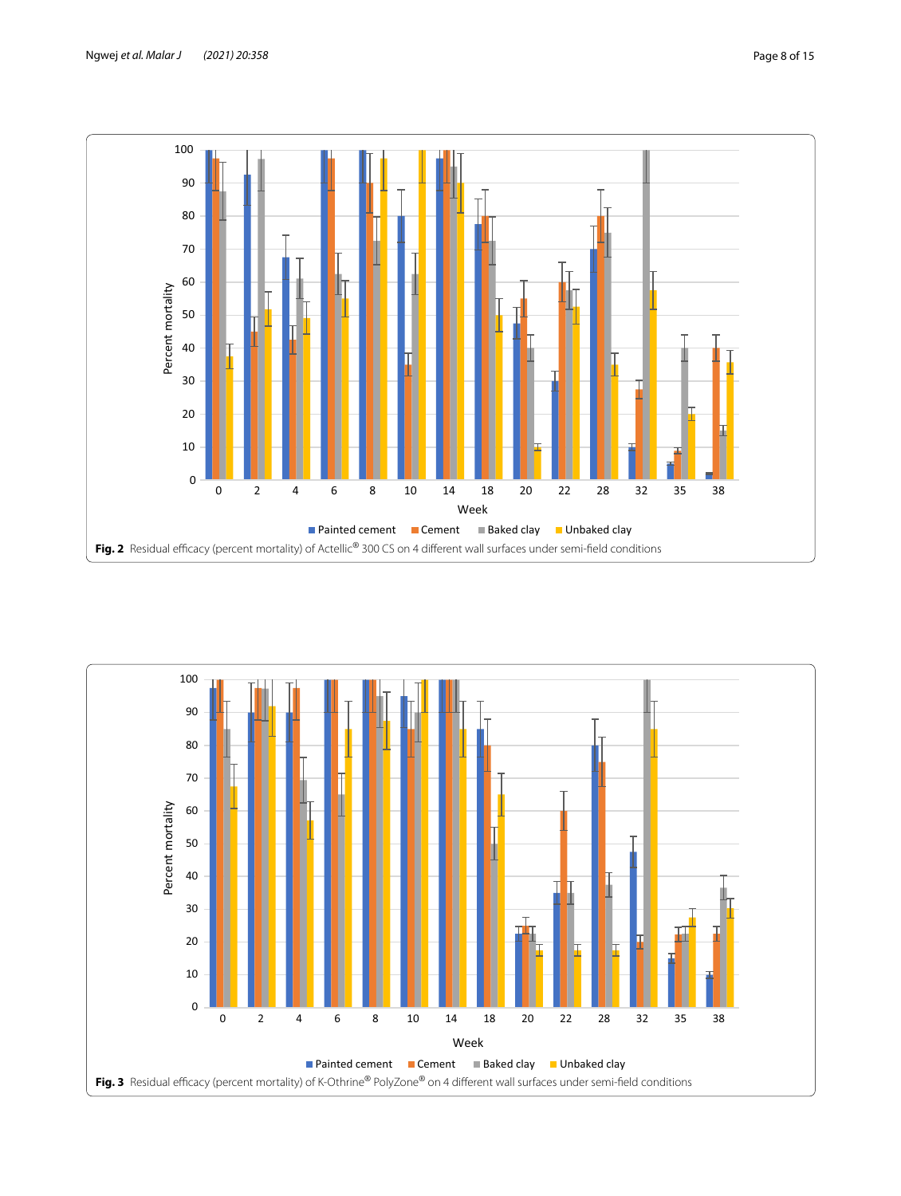**Fig. 2** Residual efficacy (percent mortality) of Actellic® 300 CS on 4 different wall surfaces under semi-field conditions

**Fig. 3** Residual efficacy (percent mortality) of K-Othrine® PolyZone® on 4 different wall surfaces under semi-field conditions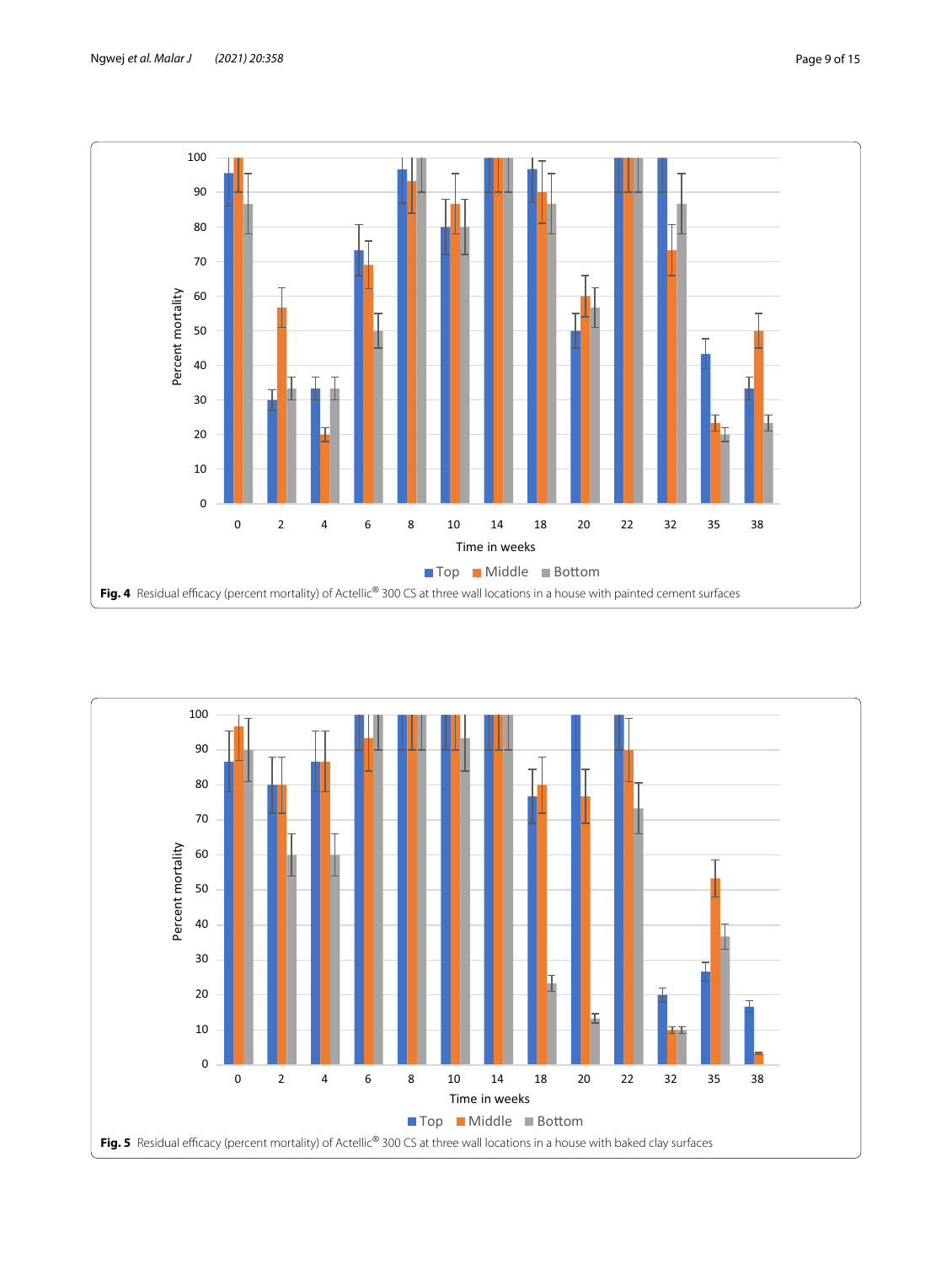**Fig. 4** Residual efficacy (percent mortality) of Actellic® 300 CS at three wall locations in a house with painted cement surfaces

**Fig. 5** Residual efficacy (percent mortality) of Actellic® 300 CS at three wall locations in a house with baked clay surfaces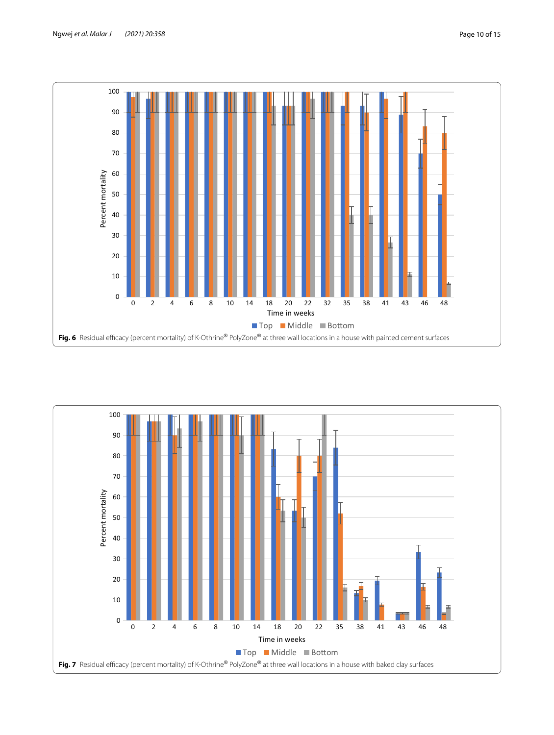Fig. 6 Residual efficacy (percent mortality) of K-Othrine® PolyZone® at three wall locations in a house with painted cement surfaces

Fig. 7 Residual efficacy (percent mortality) of K-Othrine® PolyZone® at three wall locations in a house with baked clay surfaces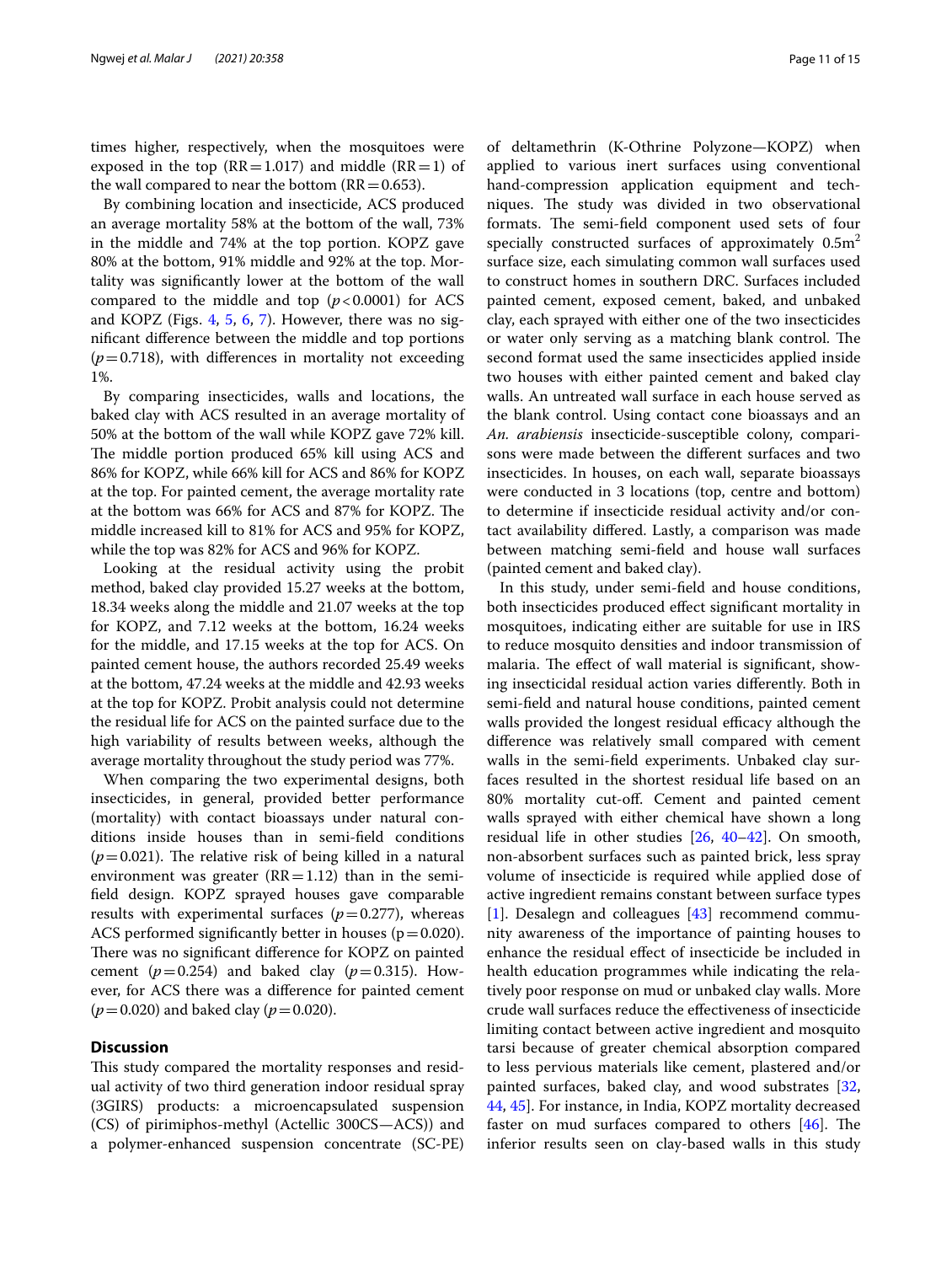times higher, respectively, when the mosquitoes were exposed in the top (RR = 1.017) and middle (RR = 1) of the wall compared to near the bottom (RR = 0.653).

By combining location and insecticide, ACS produced an average mortality 58% at the bottom of the wall, 73% in the middle and 74% at the top portion. KOPZ gave 80% at the bottom, 91% middle and 92% at the top. Mortality was significantly lower at the bottom of the wall compared to the middle and top ($p < 0.0001$) for ACS and KOPZ (Figs. 4, 5, 6, 7). However, there was no significant difference between the middle and top portions ($p = 0.718$), with differences in mortality not exceeding 1%.

By comparing insecticides, walls and locations, the baked clay with ACS resulted in an average mortality of 50% at the bottom of the wall while KOPZ gave 72% kill. The middle portion produced 65% kill using ACS and 86% for KOPZ, while 66% kill for ACS and 86% for KOPZ at the top. For painted cement, the average mortality rate at the bottom was 66% for ACS and 87% for KOPZ. The middle increased kill to 81% for ACS and 95% for KOPZ, while the top was 82% for ACS and 96% for KOPZ.

Looking at the residual activity using the probit method, baked clay provided 15.27 weeks at the bottom, 18.34 weeks along the middle and 21.07 weeks at the top for KOPZ, and 7.12 weeks at the bottom, 16.24 weeks for the middle, and 17.15 weeks at the top for ACS. On painted cement house, the authors recorded 25.49 weeks at the bottom, 47.24 weeks at the middle and 42.93 weeks at the top for KOPZ. Probit analysis could not determine the residual life for ACS on the painted surface due to the high variability of results between weeks, although the average mortality throughout the study period was 77%.

When comparing the two experimental designs, both insecticides, in general, provided better performance (mortality) with contact bioassays under natural conditions inside houses than in semi-field conditions ($p = 0.021$). The relative risk of being killed in a natural environment was greater (RR = 1.12) than in the semi-field design. KOPZ sprayed houses gave comparable results with experimental surfaces ($p = 0.277$), whereas ACS performed significantly better in houses (p = 0.020). There was no significant difference for KOPZ on painted cement ($p = 0.254$) and baked clay ($p = 0.315$). However, for ACS there was a difference for painted cement ($p = 0.020$) and baked clay ($p = 0.020$).

## Discussion

This study compared the mortality responses and residual activity of two third generation indoor residual spray (3GIRS) products: a microencapsulated suspension (CS) of pirimiphos-methyl (Actellic 300CS—ACS)) and a polymer-enhanced suspension concentrate (SC-PE) of deltamethrin (K-Othrine Polyzone—KOPZ) when applied to various inert surfaces using conventional hand-compression application equipment and techniques. The study was divided in two observational formats. The semi-field component used sets of four specially constructed surfaces of approximately 0.5m$^2$ surface size, each simulating common wall surfaces used to construct homes in southern DRC. Surfaces included painted cement, exposed cement, baked, and unbaked clay, each sprayed with either one of the two insecticides or water only serving as a matching blank control. The second format used the same insecticides applied inside two houses with either painted cement and baked clay walls. An untreated wall surface in each house served as the blank control. Using contact cone bioassays and an *An. arabiensis* insecticide-susceptible colony, comparisons were made between the different surfaces and two insecticides. In houses, on each wall, separate bioassays were conducted in 3 locations (top, centre and bottom) to determine if insecticide residual activity and/or contact availability differed. Lastly, a comparison was made between matching semi-field and house wall surfaces (painted cement and baked clay).

In this study, under semi-field and house conditions, both insecticides produced effect significant mortality in mosquitoes, indicating either are suitable for use in IRS to reduce mosquito densities and indoor transmission of malaria. The effect of wall material is significant, showing insecticidal residual action varies differently. Both in semi-field and natural house conditions, painted cement walls provided the longest residual efficacy although the difference was relatively small compared with cement walls in the semi-field experiments. Unbaked clay surfaces resulted in the shortest residual life based on an 80% mortality cut-off. Cement and painted cement walls sprayed with either chemical have shown a long residual life in other studies [26, 40–42]. On smooth, non-absorbent surfaces such as painted brick, less spray volume of insecticide is required while applied dose of active ingredient remains constant between surface types [1]. Desalegn and colleagues [43] recommend community awareness of the importance of painting houses to enhance the residual effect of insecticide be included in health education programmes while indicating the relatively poor response on mud or unbaked clay walls. More crude wall surfaces reduce the effectiveness of insecticide limiting contact between active ingredient and mosquito tarsi because of greater chemical absorption compared to less pervious materials like cement, plastered and/or painted surfaces, baked clay, and wood substrates [32, 44, 45]. For instance, in India, KOPZ mortality decreased faster on mud surfaces compared to others [46]. The inferior results seen on clay-based walls in this study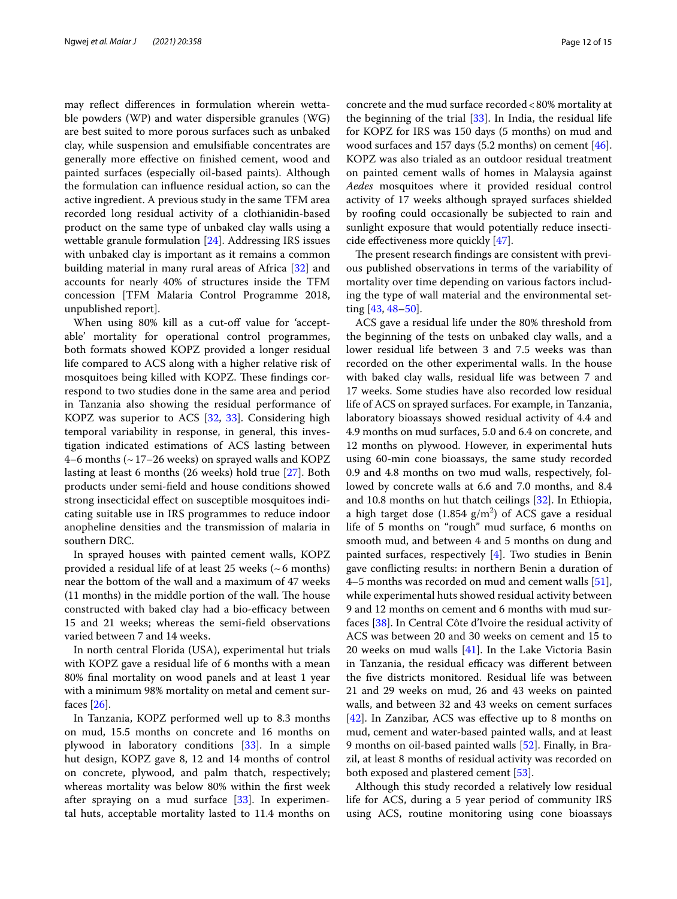may reflect differences in formulation wherein wettable powders (WP) and water dispersible granules (WG) are best suited to more porous surfaces such as unbaked clay, while suspension and emulsifiable concentrates are generally more effective on finished cement, wood and painted surfaces (especially oil-based paints). Although the formulation can influence residual action, so can the active ingredient. A previous study in the same TFM area recorded long residual activity of a clothianidin-based product on the same type of unbaked clay walls using a wettable granule formulation [24]. Addressing IRS issues with unbaked clay is important as it remains a common building material in many rural areas of Africa [32] and accounts for nearly 40% of structures inside the TFM concession [TFM Malaria Control Programme 2018, unpublished report].

When using 80% kill as a cut-off value for 'acceptable' mortality for operational control programmes, both formats showed KOPZ provided a longer residual life compared to ACS along with a higher relative risk of mosquitoes being killed with KOPZ. These findings correspond to two studies done in the same area and period in Tanzania also showing the residual performance of KOPZ was superior to ACS [32, 33]. Considering high temporal variability in response, in general, this investigation indicated estimations of ACS lasting between 4–6 months (~ 17–26 weeks) on sprayed walls and KOPZ lasting at least 6 months (26 weeks) hold true [27]. Both products under semi-field and house conditions showed strong insecticidal effect on susceptible mosquitoes indicating suitable use in IRS programmes to reduce indoor anopheline densities and the transmission of malaria in southern DRC.

In sprayed houses with painted cement walls, KOPZ provided a residual life of at least 25 weeks (~ 6 months) near the bottom of the wall and a maximum of 47 weeks (11 months) in the middle portion of the wall. The house constructed with baked clay had a bio-efficacy between 15 and 21 weeks; whereas the semi-field observations varied between 7 and 14 weeks.

In north central Florida (USA), experimental hut trials with KOPZ gave a residual life of 6 months with a mean 80% final mortality on wood panels and at least 1 year with a minimum 98% mortality on metal and cement surfaces [26].

In Tanzania, KOPZ performed well up to 8.3 months on mud, 15.5 months on concrete and 16 months on plywood in laboratory conditions [33]. In a simple hut design, KOPZ gave 8, 12 and 14 months of control on concrete, plywood, and palm thatch, respectively; whereas mortality was below 80% within the first week after spraying on a mud surface [33]. In experimental huts, acceptable mortality lasted to 11.4 months on concrete and the mud surface recorded < 80% mortality at the beginning of the trial [33]. In India, the residual life for KOPZ for IRS was 150 days (5 months) on mud and wood surfaces and 157 days (5.2 months) on cement [46]. KOPZ was also trialed as an outdoor residual treatment on painted cement walls of homes in Malaysia against *Aedes* mosquitoes where it provided residual control activity of 17 weeks although sprayed surfaces shielded by roofing could occasionally be subjected to rain and sunlight exposure that would potentially reduce insecticide effectiveness more quickly [47].

The present research findings are consistent with previous published observations in terms of the variability of mortality over time depending on various factors including the type of wall material and the environmental setting [43, 48–50].

ACS gave a residual life under the 80% threshold from the beginning of the tests on unbaked clay walls, and a lower residual life between 3 and 7.5 weeks was than recorded on the other experimental walls. In the house with baked clay walls, residual life was between 7 and 17 weeks. Some studies have also recorded low residual life of ACS on sprayed surfaces. For example, in Tanzania, laboratory bioassays showed residual activity of 4.4 and 4.9 months on mud surfaces, 5.0 and 6.4 on concrete, and 12 months on plywood. However, in experimental huts using 60-min cone bioassays, the same study recorded 0.9 and 4.8 months on two mud walls, respectively, followed by concrete walls at 6.6 and 7.0 months, and 8.4 and 10.8 months on hut thatch ceilings [32]. In Ethiopia, a high target dose (1.854 $g/m^2$) of ACS gave a residual life of 5 months on "rough" mud surface, 6 months on smooth mud, and between 4 and 5 months on dung and painted surfaces, respectively [4]. Two studies in Benin gave conflicting results: in northern Benin a duration of 4–5 months was recorded on mud and cement walls [51], while experimental huts showed residual activity between 9 and 12 months on cement and 6 months with mud surfaces [38]. In Central Côte d'Ivoire the residual activity of ACS was between 20 and 30 weeks on cement and 15 to 20 weeks on mud walls [41]. In the Lake Victoria Basin in Tanzania, the residual efficacy was different between the five districts monitored. Residual life was between 21 and 29 weeks on mud, 26 and 43 weeks on painted walls, and between 32 and 43 weeks on cement surfaces [42]. In Zanzibar, ACS was effective up to 8 months on mud, cement and water-based painted walls, and at least 9 months on oil-based painted walls [52]. Finally, in Brazil, at least 8 months of residual activity was recorded on both exposed and plastered cement [53].

Although this study recorded a relatively low residual life for ACS, during a 5 year period of community IRS using ACS, routine monitoring using cone bioassays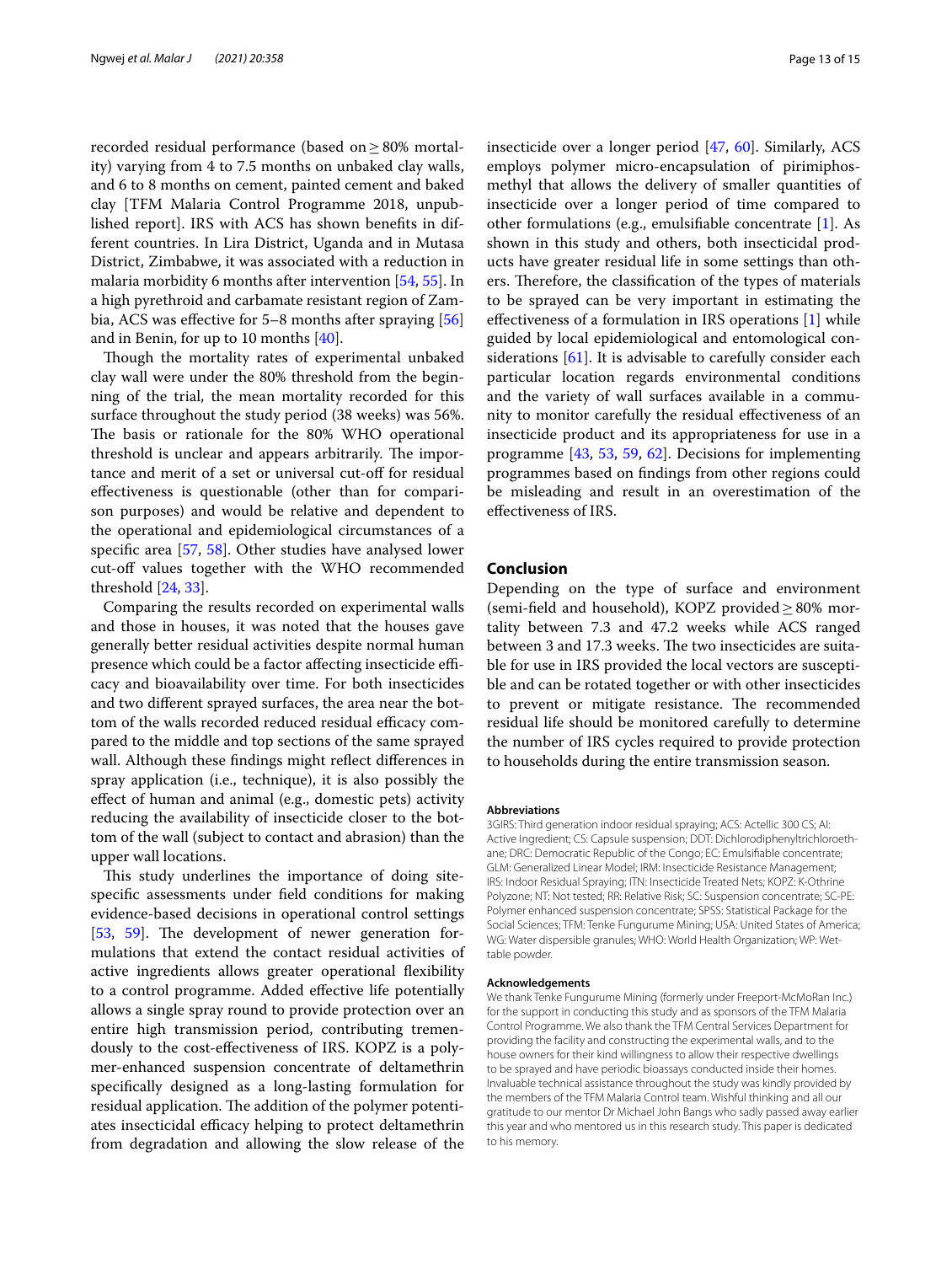recorded residual performance (based on ≥ 80% mortality) varying from 4 to 7.5 months on unbaked clay walls, and 6 to 8 months on cement, painted cement and baked clay [TFM Malaria Control Programme 2018, unpublished report]. IRS with ACS has shown benefits in different countries. In Lira District, Uganda and in Mutasa District, Zimbabwe, it was associated with a reduction in malaria morbidity 6 months after intervention [54, 55]. In a high pyrethroid and carbamate resistant region of Zambia, ACS was effective for 5–8 months after spraying [56] and in Benin, for up to 10 months [40].

Though the mortality rates of experimental unbaked clay wall were under the 80% threshold from the beginning of the trial, the mean mortality recorded for this surface throughout the study period (38 weeks) was 56%. The basis or rationale for the 80% WHO operational threshold is unclear and appears arbitrarily. The importance and merit of a set or universal cut-off for residual effectiveness is questionable (other than for comparison purposes) and would be relative and dependent to the operational and epidemiological circumstances of a specific area [57, 58]. Other studies have analysed lower cut-off values together with the WHO recommended threshold [24, 33].

Comparing the results recorded on experimental walls and those in houses, it was noted that the houses gave generally better residual activities despite normal human presence which could be a factor affecting insecticide efficacy and bioavailability over time. For both insecticides and two different sprayed surfaces, the area near the bottom of the walls recorded reduced residual efficacy compared to the middle and top sections of the same sprayed wall. Although these findings might reflect differences in spray application (i.e., technique), it is also possibly the effect of human and animal (e.g., domestic pets) activity reducing the availability of insecticide closer to the bottom of the wall (subject to contact and abrasion) than the upper wall locations.

This study underlines the importance of doing site-specific assessments under field conditions for making evidence-based decisions in operational control settings [53, 59]. The development of newer generation formulations that extend the contact residual activities of active ingredients allows greater operational flexibility to a control programme. Added effective life potentially allows a single spray round to provide protection over an entire high transmission period, contributing tremendously to the cost-effectiveness of IRS. KOPZ is a polymer-enhanced suspension concentrate of deltamethrin specifically designed as a long-lasting formulation for residual application. The addition of the polymer potentiates insecticidal efficacy helping to protect deltamethrin from degradation and allowing the slow release of the insecticide over a longer period [47, 60]. Similarly, ACS employs polymer micro-encapsulation of pirimiphos-methyl that allows the delivery of smaller quantities of insecticide over a longer period of time compared to other formulations (e.g., emulsifiable concentrate [1]. As shown in this study and others, both insecticidal products have greater residual life in some settings than others. Therefore, the classification of the types of materials to be sprayed can be very important in estimating the effectiveness of a formulation in IRS operations [1] while guided by local epidemiological and entomological considerations [61]. It is advisable to carefully consider each particular location regards environmental conditions and the variety of wall surfaces available in a community to monitor carefully the residual effectiveness of an insecticide product and its appropriateness for use in a programme [43, 53, 59, 62]. Decisions for implementing programmes based on findings from other regions could be misleading and result in an overestimation of the effectiveness of IRS.

## Conclusion

Depending on the type of surface and environment (semi-field and household), KOPZ provided ≥ 80% mortality between 7.3 and 47.2 weeks while ACS ranged between 3 and 17.3 weeks. The two insecticides are suitable for use in IRS provided the local vectors are susceptible and can be rotated together or with other insecticides to prevent or mitigate resistance. The recommended residual life should be monitored carefully to determine the number of IRS cycles required to provide protection to households during the entire transmission season.

#### Abbreviations

3GIRS: Third generation indoor residual spraying; ACS: Actellic 300 CS; AI: Active Ingredient; CS: Capsule suspension; DDT: Dichlorodiphenyltrichloroethane; DRC: Democratic Republic of the Congo; EC: Emulsifiable concentrate; GLM: Generalized Linear Model; IRM: Insecticide Resistance Management; IRS: Indoor Residual Spraying; ITN: Insecticide Treated Nets; KOPZ: K-Othrine Polyzone; NT: Not tested; RR: Relative Risk; SC: Suspension concentrate; SC-PE: Polymer enhanced suspension concentrate; SPSS: Statistical Package for the Social Sciences; TFM: Tenke Fungurume Mining; USA: United States of America; WG: Water dispersible granules; WHO: World Health Organization; WP: Wettable powder.

#### Acknowledgements

We thank Tenke Fungurume Mining (formerly under Freeport-McMoRan Inc.) for the support in conducting this study and as sponsors of the TFM Malaria Control Programme. We also thank the TFM Central Services Department for providing the facility and constructing the experimental walls, and to the house owners for their kind willingness to allow their respective dwellings to be sprayed and have periodic bioassays conducted inside their homes. Invaluable technical assistance throughout the study was kindly provided by the members of the TFM Malaria Control team. Wishful thinking and all our gratitude to our mentor Dr Michael John Bangs who sadly passed away earlier this year and who mentored us in this research study. This paper is dedicated to his memory.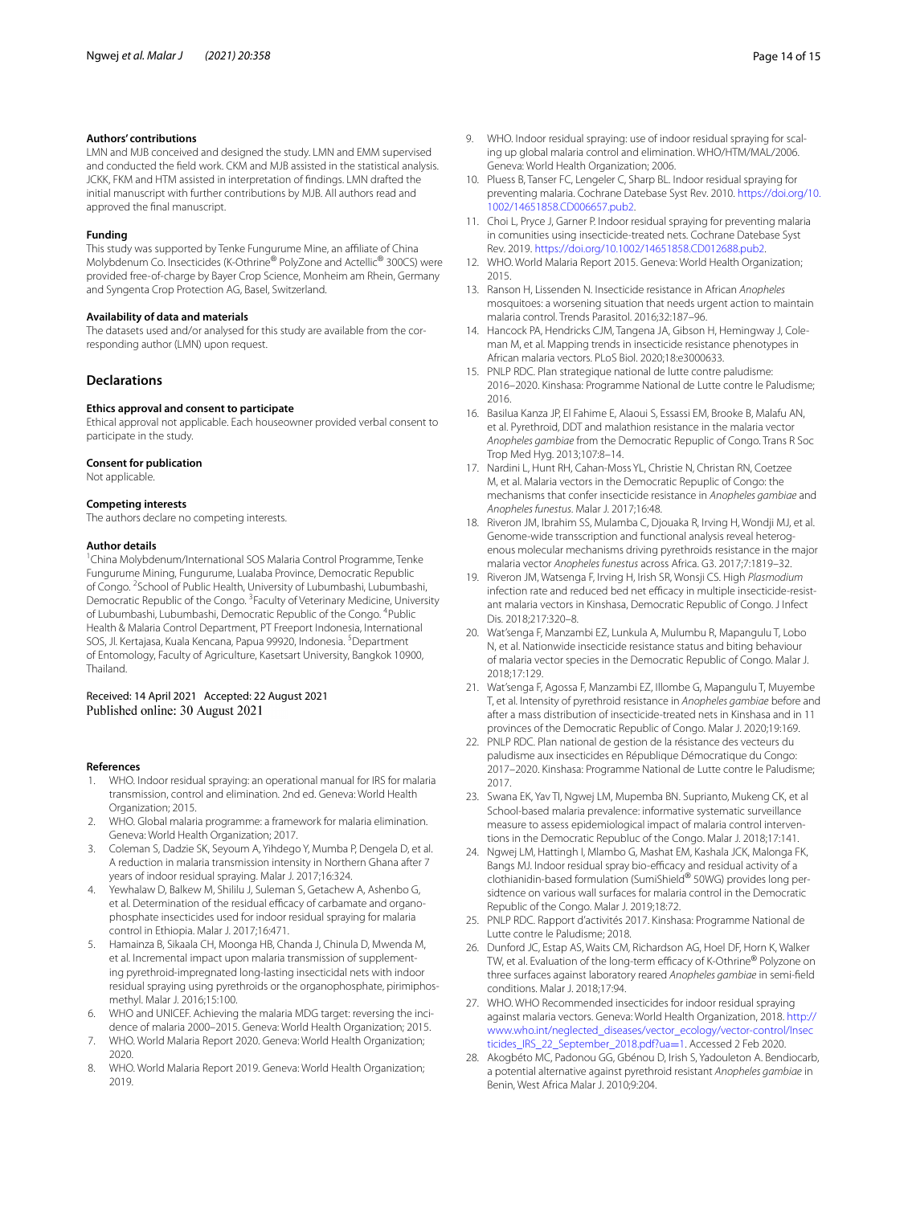**Authors' contributions**

LMN and MJB conceived and designed the study. LMN and EMM supervised and conducted the field work. CKM and MJB assisted in the statistical analysis. JCKK, FKM and HTM assisted in interpretation of findings. LMN drafted the initial manuscript with further contributions by MJB. All authors read and approved the final manuscript.

**Funding**

This study was supported by Tenke Fungurume Mine, an affiliate of China Molybdenum Co. Insecticides (K-Othrine® PolyZone and Actellic® 300CS) were provided free-of-charge by Bayer Crop Science, Monheim am Rhein, Germany and Syngenta Crop Protection AG, Basel, Switzerland.

**Availability of data and materials**

The datasets used and/or analysed for this study are available from the corresponding author (LMN) upon request.

## Declarations

**Ethics approval and consent to participate**

Ethical approval not applicable. Each houseowner provided verbal consent to participate in the study.

**Consent for publication**

Not applicable.

**Competing interests**

The authors declare no competing interests.

**Author details**

[1]China Molybdenum/International SOS Malaria Control Programme, Tenke Fungurume Mining, Fungurume, Lualaba Province, Democratic Republic of Congo. [2]School of Public Health, University of Lubumbashi, Lubumbashi, Democratic Republic of the Congo. [3]Faculty of Veterinary Medicine, University of Lubumbashi, Lubumbashi, Democratic Republic of the Congo. [4]Public Health & Malaria Control Department, PT Freeport Indonesia, International SOS, Jl. Kertajasa, Kuala Kencana, Papua 99920, Indonesia. [5]Department of Entomology, Faculty of Agriculture, Kasetsart University, Bangkok 10900, Thailand.

Received: 14 April 2021 Accepted: 22 August 2021
Published online: 30 August 2021

**References**

1. WHO. Indoor residual spraying: an operational manual for IRS for malaria transmission, control and elimination. 2nd ed. Geneva: World Health Organization; 2015.
2. WHO. Global malaria programme: a framework for malaria elimination. Geneva: World Health Organization; 2017.
3. Coleman S, Dadzie SK, Seyoum A, Yihdego Y, Mumba P, Dengela D, et al. A reduction in malaria transmission intensity in Northern Ghana after 7 years of indoor residual spraying. Malar J. 2017;16:324.
4. Yewhalaw D, Balkew M, Shililu J, Suleman S, Getachew A, Ashenbo G, et al. Determination of the residual efficacy of carbamate and organophosphate insecticides used for indoor residual spraying for malaria control in Ethiopia. Malar J. 2017;16:471.
5. Hamainza B, Sikaala CH, Moonga HB, Chanda J, Chinula D, Mwenda M, et al. Incremental impact upon malaria transmission of supplementing pyrethroid-impregnated long-lasting insecticidal nets with indoor residual spraying using pyrethroids or the organophosphate, pirimiphos-methyl. Malar J. 2016;15:100.
6. WHO and UNICEF. Achieving the malaria MDG target: reversing the incidence of malaria 2000–2015. Geneva: World Health Organization; 2015.
7. WHO. World Malaria Report 2020. Geneva: World Health Organization; 2020.
8. WHO. World Malaria Report 2019. Geneva: World Health Organization; 2019.
9. WHO. Indoor residual spraying: use of indoor residual spraying for scaling up global malaria control and elimination. WHO/HTM/MAL/2006. Geneva: World Health Organization; 2006.
10. Pluess B, Tanser FC, Lengeler C, Sharp BL. Indoor residual spraying for preventing malaria. Cochrane Datebase Syst Rev. 2010. https://doi.org/10.1002/14651858.CD006657.pub2.
11. Choi L, Pryce J, Garner P. Indoor residual spraying for preventing malaria in comunities using insecticide-treated nets. Cochrane Datebase Syst Rev. 2019. https://doi.org/10.1002/14651858.CD012688.pub2.
12. WHO. World Malaria Report 2015. Geneva: World Health Organization; 2015.
13. Ranson H, Lissenden N. Insecticide resistance in African *Anopheles* mosquitoes: a worsening situation that needs urgent action to maintain malaria control. Trends Parasitol. 2016;32:187–96.
14. Hancock PA, Hendricks CJM, Tangena JA, Gibson H, Hemingway J, Coleman M, et al. Mapping trends in insecticide resistance phenotypes in African malaria vectors. PLoS Biol. 2020;18:e3000633.
15. PNLP RDC. Plan strategique national de lutte contre paludisme: 2016–2020. Kinshasa: Programme National de Lutte contre le Paludisme; 2016.
16. Basilua Kanza JP, El Fahime E, Alaoui S, Essassi EM, Brooke B, Malafu AN, et al. Pyrethroid, DDT and malathion resistance in the malaria vector *Anopheles gambiae* from the Democratic Repuplic of Congo. Trans R Soc Trop Med Hyg. 2013;107:8–14.
17. Nardini L, Hunt RH, Cahan-Moss YL, Christie N, Christan RN, Coetzee M, et al. Malaria vectors in the Democratic Repuplic of Congo: the mechanisms that confer insecticide resistance in *Anopheles gambiae* and *Anopheles funestus*. Malar J. 2017;16:48.
18. Riveron JM, Ibrahim SS, Mulamba C, Djouaka R, Irving H, Wondji MJ, et al. Genome-wide transscription and functional analysis reveal heterogenous molecular mechanisms driving pyrethroids resistance in the major malaria vector *Anopheles funestus* across Africa. G3. 2017;7:1819–32.
19. Riveron JM, Watsenga F, Irving H, Irish SR, Wonsji CS. High *Plasmodium* infection rate and reduced bed net efficacy in multiple insecticide-resistant malaria vectors in Kinshasa, Democratic Republic of Congo. J Infect Dis. 2018;217:320–8.
20. Wat'senga F, Manzambi EZ, Lunkula A, Mulumbu R, Mapangulu T, Lobo N, et al. Nationwide insecticide resistance status and biting behaviour of malaria vector species in the Democratic Republic of Congo. Malar J. 2018;17:129.
21. Wat'senga F, Agossa F, Manzambi EZ, Illombe G, Mapangulu T, Muyembe T, et al. Intensity of pyrethroid resistance in *Anopheles gambiae* before and after a mass distribution of insecticide-treated nets in Kinshasa and in 11 provinces of the Democratic Republic of Congo. Malar J. 2020;19:169.
22. PNLP RDC. Plan national de gestion de la résistance des vecteurs du paludisme aux insecticides en République Démocratique du Congo: 2017–2020. Kinshasa: Programme National de Lutte contre le Paludisme; 2017.
23. Swana EK, Yav TI, Ngwej LM, Mupemba BN. Suprianto, Mukeng CK, et al School-based malaria prevalence: informative systematic surveillance measure to assess epidemiological impact of malaria control interventions in the Democratic Republuc of the Congo. Malar J. 2018;17:141.
24. Ngwej LM, Hattingh I, Mlambo G, Mashat EM, Kashala JCK, Malonga FK, Bangs MJ. Indoor residual spray bio-efficacy and residual activity of a clothianidin-based formulation (SumiShield® 50WG) provides long persidtence on various wall surfaces for malaria control in the Democratic Republic of the Congo. Malar J. 2019;18:72.
25. PNLP RDC. Rapport d'activités 2017. Kinshasa: Programme National de Lutte contre le Paludisme; 2018.
26. Dunford JC, Estap AS, Waits CM, Richardson AG, Hoel DF, Horn K, Walker TW, et al. Evaluation of the long-term efficacy of K-Othrine® Polyzone on three surfaces against laboratory reared *Anopheles gambiae* in semi-field conditions. Malar J. 2018;17:94.
27. WHO. WHO Recommended insecticides for indoor residual spraying against malaria vectors. Geneva: World Health Organization, 2018. http://www.who.int/neglected_diseases/vector_ecology/vector-control/Insecticides_IRS_22_September_2018.pdf?ua=1. Accessed 2 Feb 2020.
28. Akogbéto MC, Padonou GG, Gbénou D, Irish S, Yadouleton A. Bendiocarb, a potential alternative against pyrethroid resistant *Anopheles gambiae* in Benin, West Africa Malar J. 2010;9:204.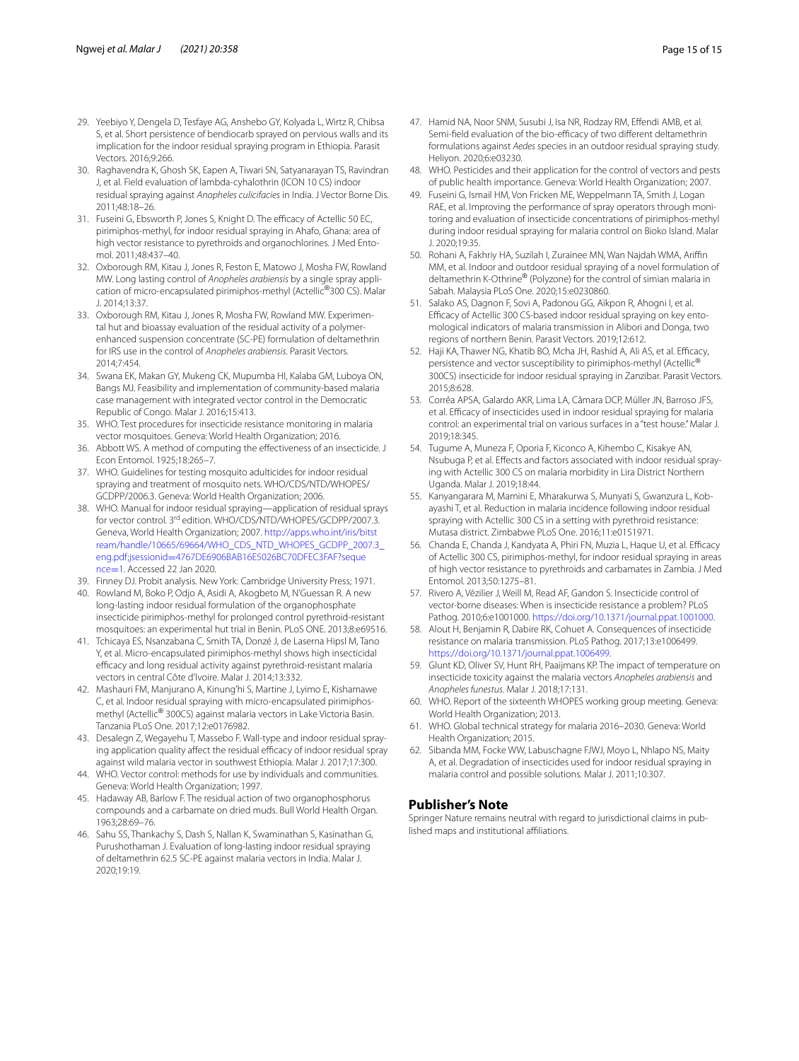29. Yeebiyo Y, Dengela D, Tesfaye AG, Anshebo GY, Kolyada L, Wirtz R, Chibsa S, et al. Short persistence of bendiocarb sprayed on pervious walls and its implication for the indoor residual spraying program in Ethiopia. Parasit Vectors. 2016;9:266.
30. Raghavendra K, Ghosh SK, Eapen A, Tiwari SN, Satyanarayan TS, Ravindran J, et al. Field evaluation of lambda-cyhalothrin (ICON 10 CS) indoor residual spraying against *Anopheles culicifacies* in India. J Vector Borne Dis. 2011;48:18–26.
31. Fuseini G, Ebsworth P, Jones S, Knight D. The efficacy of Actellic 50 EC, pirimiphos-methyl, for indoor residual spraying in Ahafo, Ghana: area of high vector resistance to pyrethroids and organochlorines. J Med Entomol. 2011;48:437–40.
32. Oxborough RM, Kitau J, Jones R, Feston E, Matowo J, Mosha FW, Rowland MW. Long lasting control of *Anopheles arabiensis* by a single spray application of micro-encapsulated pirimiphos-methyl (Actellic®300 CS). Malar J. 2014;13:37.
33. Oxborough RM, Kitau J, Jones R, Mosha FW, Rowland MW. Experimental hut and bioassay evaluation of the residual activity of a polymer-enhanced suspension concentrate (SC-PE) formulation of deltamethrin for IRS use in the control of *Anopheles arabiensis*. Parasit Vectors. 2014;7:454.
34. Swana EK, Makan GY, Mukeng CK, Mupumba HI, Kalaba GM, Luboya ON, Bangs MJ. Feasibility and implementation of community-based malaria case management with integrated vector control in the Democratic Republic of Congo. Malar J. 2016;15:413.
35. WHO. Test procedures for insecticide resistance monitoring in malaria vector mosquitoes. Geneva: World Health Organization; 2016.
36. Abbott WS. A method of computing the effectiveness of an insecticide. J Econ Entomol. 1925;18:265–7.
37. WHO. Guidelines for testing mosquito adulticides for indoor residual spraying and treatment of mosquito nets. WHO/CDS/NTD/WHOPES/GCDPP/2006.3. Geneva: World Health Organization; 2006.
38. WHO. Manual for indoor residual spraying—application of residual sprays for vector control. 3rd edition. WHO/CDS/NTD/WHOPES/GCDPP/2007.3. Geneva, World Health Organization; 2007. http://apps.who.int/iris/bitstream/handle/10665/69664/WHO_CDS_NTD_WHOPES_GCDPP_2007.3_eng.pdf;jsessionid=4767DE6906BAB16E5026BC70DFEC3FAF?sequence=1. Accessed 22 Jan 2020.
39. Finney DJ. Probit analysis. New York: Cambridge University Press; 1971.
40. Rowland M, Boko P, Odjo A, Asidi A, Akogbeto M, N'Guessan R. A new long-lasting indoor residual formulation of the organophosphate insecticide pirimiphos-methyl for prolonged control pyrethroid-resistant mosquitoes: an experimental hut trial in Benin. PLoS ONE. 2013;8:e69516.
41. Tchicaya ES, Nsanzabana C, Smith TA, Donzé J, de Laserna Hipsl M, Tano Y, et al. Micro-encapsulated pirimiphos-methyl shows high insecticidal efficacy and long residual activity against pyrethroid-resistant malaria vectors in central Côte d'Ivoire. Malar J. 2014;13:332.
42. Mashauri FM, Manjurano A, Kinung'hi S, Martine J, Lyimo E, Kishamawe C, et al. Indoor residual spraying with micro-encapsulated pirimiphos-methyl (Actellic® 300CS) against malaria vectors in Lake Victoria Basin. Tanzania PLoS One. 2017;12:e0176982.
43. Desalegn Z, Wegayehu T, Massebo F. Wall-type and indoor residual spraying application quality affect the residual efficacy of indoor residual spray against wild malaria vector in southwest Ethiopia. Malar J. 2017;17:300.
44. WHO. Vector control: methods for use by individuals and communities. Geneva: World Health Organization; 1997.
45. Hadaway AB, Barlow F. The residual action of two organophosphorus compounds and a carbamate on dried muds. Bull World Health Organ. 1963;28:69–76.
46. Sahu SS, Thankachy S, Dash S, Nallan K, Swaminathan S, Kasinathan G, Purushothaman J. Evaluation of long-lasting indoor residual spraying of deltamethrin 62.5 SC-PE against malaria vectors in India. Malar J. 2020;19:19.
47. Hamid NA, Noor SNM, Susubi J, Isa NR, Rodzay RM, Effendi AMB, et al. Semi-field evaluation of the bio-efficacy of two different deltamethrin formulations against *Aedes* species in an outdoor residual spraying study. Heliyon. 2020;6:e03230.
48. WHO. Pesticides and their application for the control of vectors and pests of public health importance. Geneva: World Health Organization; 2007.
49. Fuseini G, Ismail HM, Von Fricken ME, Weppelmann TA, Smith J, Logan RAE, et al. Improving the performance of spray operators through monitoring and evaluation of insecticide concentrations of pirimiphos-methyl during indoor residual spraying for malaria control on Bioko Island. Malar J. 2020;19:35.
50. Rohani A, Fakhriy HA, Suzilah I, Zurainee MN, Wan Najdah WMA, Ariffin MM, et al. Indoor and outdoor residual spraying of a novel formulation of deltamethrin K-Othrine® (Polyzone) for the control of simian malaria in Sabah. Malaysia PLoS One. 2020;15:e0230860.
51. Salako AS, Dagnon F, Sovi A, Padonou GG, Aïkpon R, Ahogni I, et al. Efficacy of Actellic 300 CS-based indoor residual spraying on key entomological indicators of malaria transmission in Alibori and Donga, two regions of northern Benin. Parasit Vectors. 2019;12:612.
52. Haji KA, Thawer NG, Khatib BO, Mcha JH, Rashid A, Ali AS, et al. Efficacy, persistence and vector susceptibility to pirimiphos-methyl (Actellic® 300CS) insecticide for indoor residual spraying in Zanzibar. Parasit Vectors. 2015;8:628.
53. Corrêa APSA, Galardo AKR, Lima LA, Câmara DCP, Müller JN, Barroso JFS, et al. Efficacy of insecticides used in indoor residual spraying for malaria control: an experimental trial on various surfaces in a "test house." Malar J. 2019;18:345.
54. Tugume A, Muneza F, Oporia F, Kiconco A, Kihembo C, Kisakye AN, Nsubuga P, et al. Effects and factors associated with indoor residual spraying with Actellic 300 CS on malaria morbidity in Lira District Northern Uganda. Malar J. 2019;18:44.
55. Kanyangarara M, Mamini E, Mharakurwa S, Munyati S, Gwanzura L, Kobayashi T, et al. Reduction in malaria incidence following indoor residual spraying with Actellic 300 CS in a setting with pyrethroid resistance: Mutasa district. Zimbabwe PLoS One. 2016;11:e0151971.
56. Chanda E, Chanda J, Kandyata A, Phiri FN, Muzia L, Haque U, et al. Efficacy of Actellic 300 CS, pirimiphos-methyl, for indoor residual spraying in areas of high vector resistance to pyrethroids and carbamates in Zambia. J Med Entomol. 2013;50:1275–81.
57. Rivero A, Vézilier J, Weill M, Read AF, Gandon S. Insecticide control of vector-borne diseases: When is insecticide resistance a problem? PLoS Pathog. 2010;6:e1001000. https://doi.org/10.1371/journal.ppat.1001000.
58. Alout H, Benjamin R, Dabire RK, Cohuet A. Consequences of insecticide resistance on malaria transmission. PLoS Pathog. 2017;13:e1006499. https://doi.org/10.1371/journal.ppat.1006499.
59. Glunt KD, Oliver SV, Hunt RH, Paaijmans KP. The impact of temperature on insecticide toxicity against the malaria vectors *Anopheles arabiensis* and *Anopheles funestus*. Malar J. 2018;17:131.
60. WHO. Report of the sixteenth WHOPES working group meeting. Geneva: World Health Organization; 2013.
61. WHO. Global technical strategy for malaria 2016–2030. Geneva: World Health Organization; 2015.
62. Sibanda MM, Focke WW, Labuschagne FJWJ, Moyo L, Nhlapo NS, Maity A, et al. Degradation of insecticides used for indoor residual spraying in malaria control and possible solutions. Malar J. 2011;10:307.

## Publisher's Note

Springer Nature remains neutral with regard to jurisdictional claims in published maps and institutional affiliations.